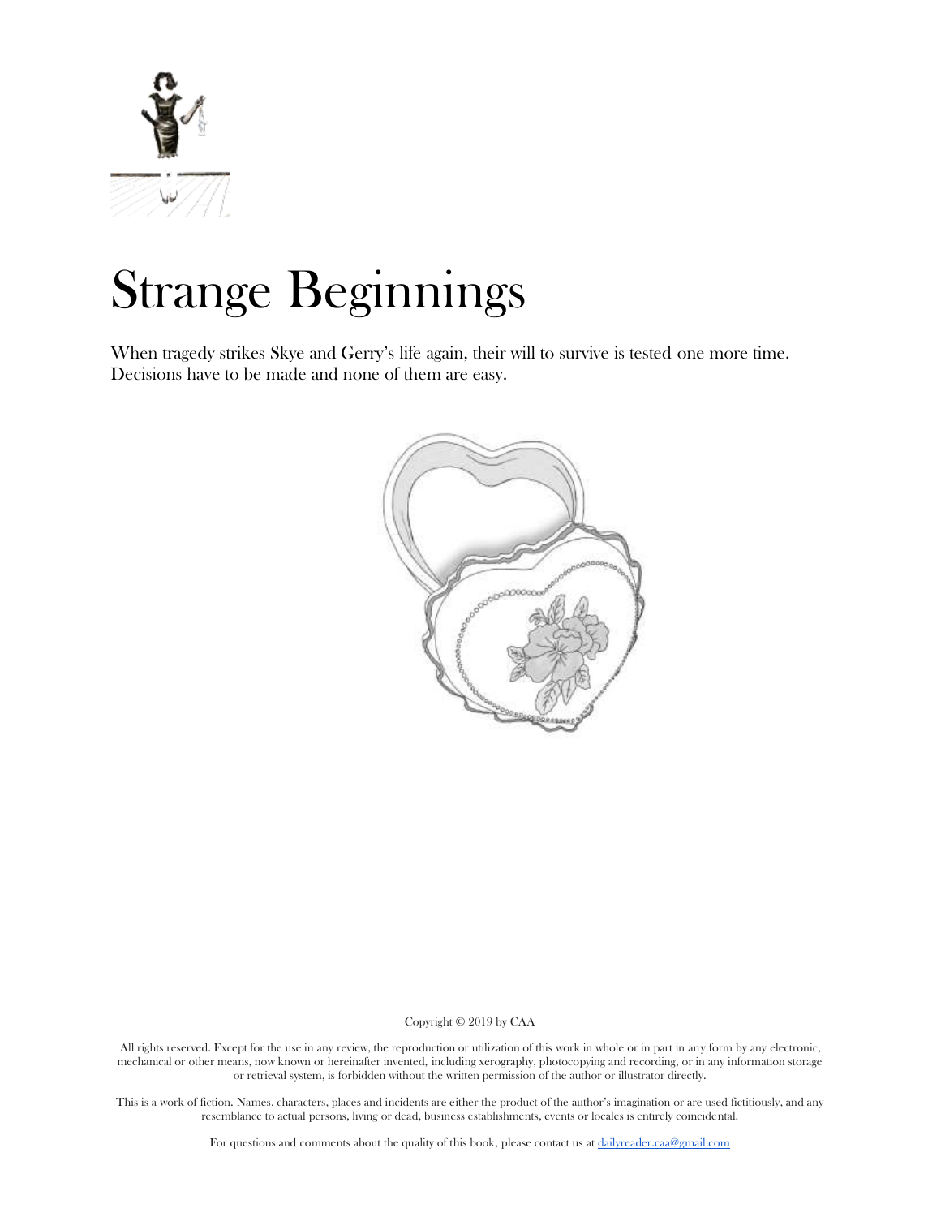# Strange Beginnings

When tragedy strikes Skye and Gerry's life again, their will to survive is tested one more time. Decisions have to be made and none of them are easy.

Copyright © 2019 by CAA

All rights reserved. Except for the use in any review, the reproduction or utilization of this work in whole or in part in any form by any electronic, mechanical or other means, now known or hereinafter invented, including xerography, photocopying and recording, or in any information storage or retrieval system, is forbidden without the written permission of the author or illustrator directly.

This is a work of fiction. Names, characters, places and incidents are either the product of the author's imagination or are used fictitiously, and any resemblance to actual persons, living or dead, business establishments, events or locales is entirely coincidental.

For questions and comments about the quality of this book, please contact us at dailyreader.caa@gmail.com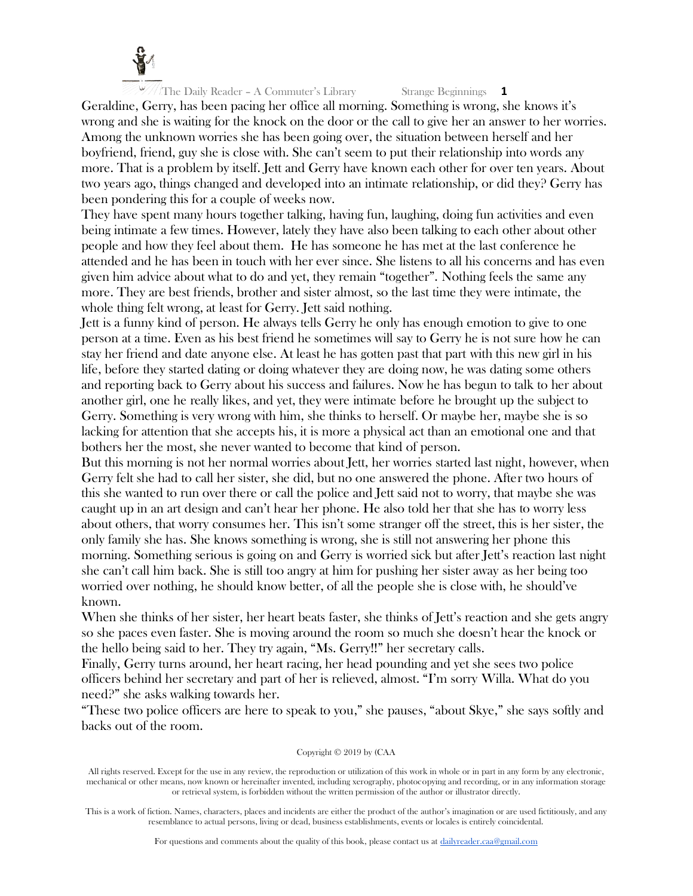Geraldine, Gerry, has been pacing her office all morning. Something is wrong, she knows it's wrong and she is waiting for the knock on the door or the call to give her an answer to her worries. Among the unknown worries she has been going over, the situation between herself and her boyfriend, friend, guy she is close with. She can't seem to put their relationship into words any more. That is a problem by itself. Jett and Gerry have known each other for over ten years. About two years ago, things changed and developed into an intimate relationship, or did they? Gerry has been pondering this for a couple of weeks now.

They have spent many hours together talking, having fun, laughing, doing fun activities and even being intimate a few times. However, lately they have also been talking to each other about other people and how they feel about them. He has someone he has met at the last conference he attended and he has been in touch with her ever since. She listens to all his concerns and has even given him advice about what to do and yet, they remain "together". Nothing feels the same any more. They are best friends, brother and sister almost, so the last time they were intimate, the whole thing felt wrong, at least for Gerry. Jett said nothing.

Jett is a funny kind of person. He always tells Gerry he only has enough emotion to give to one person at a time. Even as his best friend he sometimes will say to Gerry he is not sure how he can stay her friend and date anyone else. At least he has gotten past that part with this new girl in his life, before they started dating or doing whatever they are doing now, he was dating some others and reporting back to Gerry about his success and failures. Now he has begun to talk to her about another girl, one he really likes, and yet, they were intimate before he brought up the subject to Gerry. Something is very wrong with him, she thinks to herself. Or maybe her, maybe she is so lacking for attention that she accepts his, it is more a physical act than an emotional one and that bothers her the most, she never wanted to become that kind of person.

But this morning is not her normal worries about Jett, her worries started last night, however, when Gerry felt she had to call her sister, she did, but no one answered the phone. After two hours of this she wanted to run over there or call the police and Jett said not to worry, that maybe she was caught up in an art design and can't hear her phone. He also told her that she has to worry less about others, that worry consumes her. This isn't some stranger off the street, this is her sister, the only family she has. She knows something is wrong, she is still not answering her phone this morning. Something serious is going on and Gerry is worried sick but after Jett's reaction last night she can't call him back. She is still too angry at him for pushing her sister away as her being too worried over nothing, he should know better, of all the people she is close with, he should've known.

When she thinks of her sister, her heart beats faster, she thinks of Jett's reaction and she gets angry so she paces even faster. She is moving around the room so much she doesn't hear the knock or the hello being said to her. They try again, "Ms. Gerry!!" her secretary calls.

Finally, Gerry turns around, her heart racing, her head pounding and yet she sees two police officers behind her secretary and part of her is relieved, almost. "I'm sorry Willa. What do you need?" she asks walking towards her.

"These two police officers are here to speak to you," she pauses, "about Skye," she says softly and backs out of the room.

Copyright © 2019 by (CAA

All rights reserved. Except for the use in any review, the reproduction or utilization of this work in whole or in part in any form by any electronic, mechanical or other means, now known or hereinafter invented, including xerography, photocopying and recording, or in any information storage or retrieval system, is forbidden without the written permission of the author or illustrator directly.

This is a work of fiction. Names, characters, places and incidents are either the product of the author's imagination or are used fictitiously, and any resemblance to actual persons, living or dead, business establishments, events or locales is entirely coincidental.

For questions and comments about the quality of this book, please contact us at dailyreader.caa@gmail.com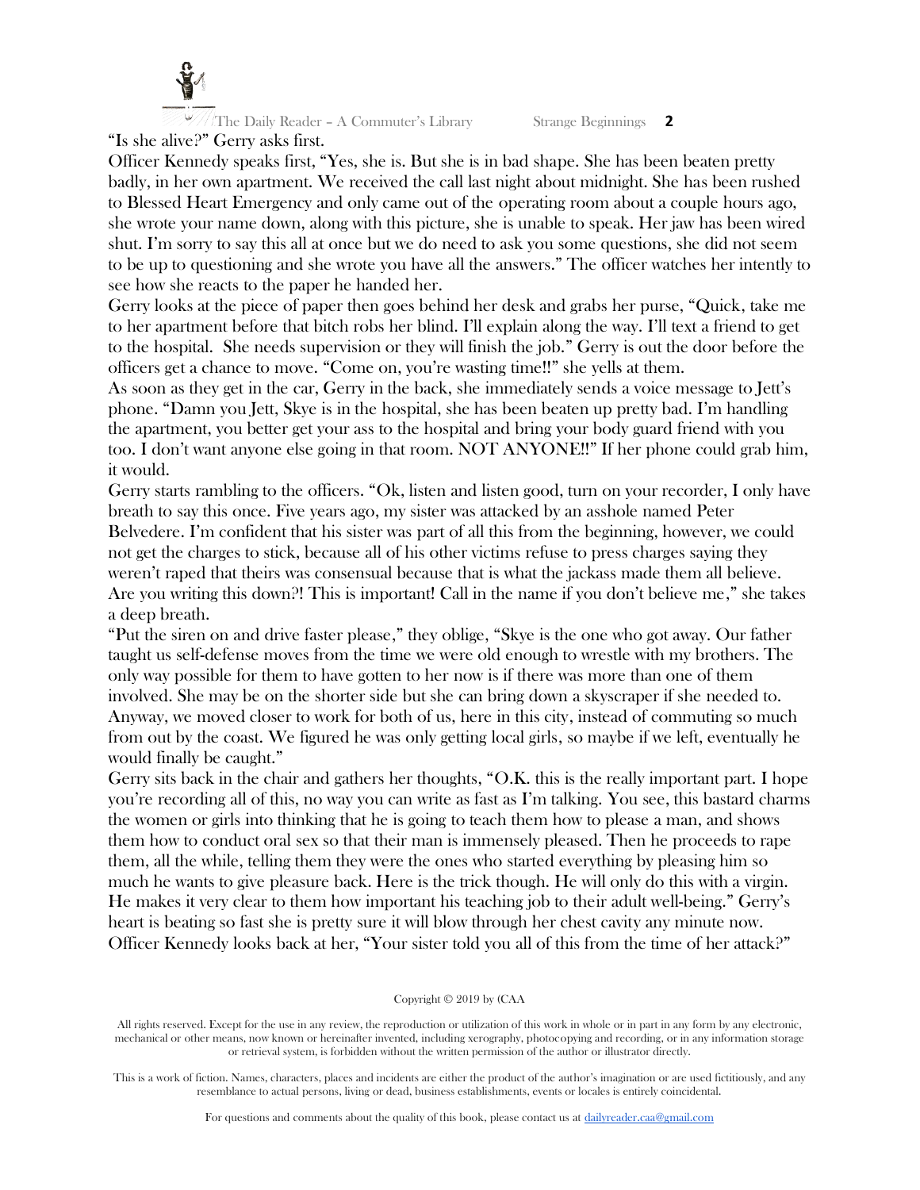"Is she alive?" Gerry asks first.

Officer Kennedy speaks first, "Yes, she is. But she is in bad shape. She has been beaten pretty badly, in her own apartment. We received the call last night about midnight. She has been rushed to Blessed Heart Emergency and only came out of the operating room about a couple hours ago, she wrote your name down, along with this picture, she is unable to speak. Her jaw has been wired shut. I'm sorry to say this all at once but we do need to ask you some questions, she did not seem to be up to questioning and she wrote you have all the answers." The officer watches her intently to see how she reacts to the paper he handed her.

Gerry looks at the piece of paper then goes behind her desk and grabs her purse, "Quick, take me to her apartment before that bitch robs her blind. I'll explain along the way. I'll text a friend to get to the hospital. She needs supervision or they will finish the job." Gerry is out the door before the officers get a chance to move. "Come on, you're wasting time!!" she yells at them.

As soon as they get in the car, Gerry in the back, she immediately sends a voice message to Jett's phone. "Damn you Jett, Skye is in the hospital, she has been beaten up pretty bad. I'm handling the apartment, you better get your ass to the hospital and bring your body guard friend with you too. I don't want anyone else going in that room. NOT ANYONE!!" If her phone could grab him, it would.

Gerry starts rambling to the officers. "Ok, listen and listen good, turn on your recorder, I only have breath to say this once. Five years ago, my sister was attacked by an asshole named Peter Belvedere. I'm confident that his sister was part of all this from the beginning, however, we could not get the charges to stick, because all of his other victims refuse to press charges saying they weren't raped that theirs was consensual because that is what the jackass made them all believe. Are you writing this down?! This is important! Call in the name if you don't believe me," she takes a deep breath.

"Put the siren on and drive faster please," they oblige, "Skye is the one who got away. Our father taught us self-defense moves from the time we were old enough to wrestle with my brothers. The only way possible for them to have gotten to her now is if there was more than one of them involved. She may be on the shorter side but she can bring down a skyscraper if she needed to. Anyway, we moved closer to work for both of us, here in this city, instead of commuting so much from out by the coast. We figured he was only getting local girls, so maybe if we left, eventually he would finally be caught."

Gerry sits back in the chair and gathers her thoughts, "O.K. this is the really important part. I hope you're recording all of this, no way you can write as fast as I'm talking. You see, this bastard charms the women or girls into thinking that he is going to teach them how to please a man, and shows them how to conduct oral sex so that their man is immensely pleased. Then he proceeds to rape them, all the while, telling them they were the ones who started everything by pleasing him so much he wants to give pleasure back. Here is the trick though. He will only do this with a virgin. He makes it very clear to them how important his teaching job to their adult well-being." Gerry's heart is beating so fast she is pretty sure it will blow through her chest cavity any minute now.

Officer Kennedy looks back at her, "Your sister told you all of this from the time of her attack?"

Copyright © 2019 by (CAA

All rights reserved. Except for the use in any review, the reproduction or utilization of this work in whole or in part in any form by any electronic, mechanical or other means, now known or hereinafter invented, including xerography, photocopying and recording, or in any information storage or retrieval system, is forbidden without the written permission of the author or illustrator directly.

This is a work of fiction. Names, characters, places and incidents are either the product of the author's imagination or are used fictitiously, and any resemblance to actual persons, living or dead, business establishments, events or locales is entirely coincidental.

For questions and comments about the quality of this book, please contact us at dailyreader.caa@gmail.com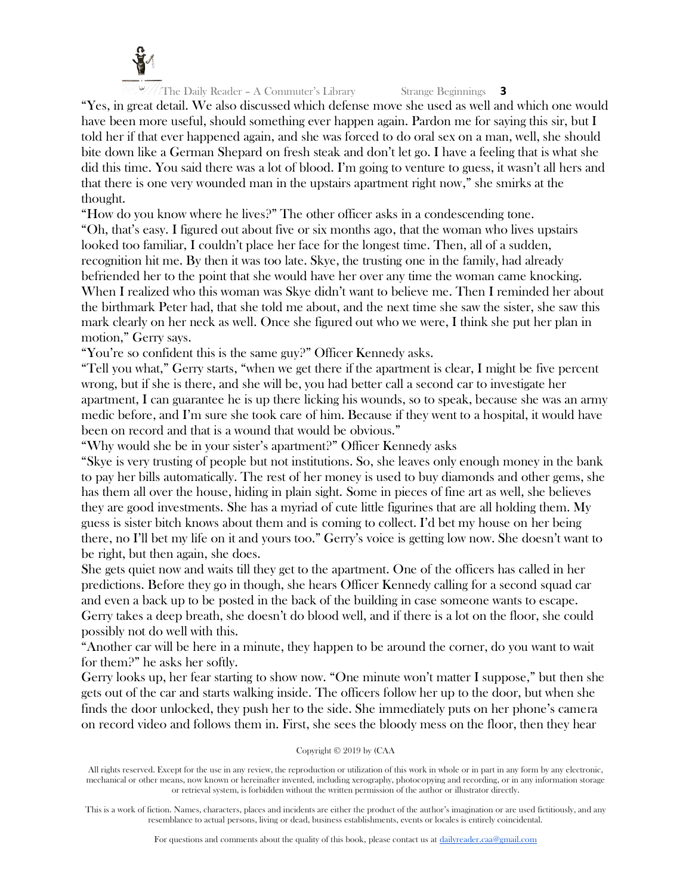"Yes, in great detail. We also discussed which defense move she used as well and which one would have been more useful, should something ever happen again. Pardon me for saying this sir, but I told her if that ever happened again, and she was forced to do oral sex on a man, well, she should bite down like a German Shepard on fresh steak and don't let go. I have a feeling that is what she did this time. You said there was a lot of blood. I'm going to venture to guess, it wasn't all hers and that there is one very wounded man in the upstairs apartment right now," she smirks at the thought.

"How do you know where he lives?" The other officer asks in a condescending tone.

"Oh, that's easy. I figured out about five or six months ago, that the woman who lives upstairs looked too familiar, I couldn't place her face for the longest time. Then, all of a sudden, recognition hit me. By then it was too late. Skye, the trusting one in the family, had already befriended her to the point that she would have her over any time the woman came knocking. When I realized who this woman was Skye didn't want to believe me. Then I reminded her about the birthmark Peter had, that she told me about, and the next time she saw the sister, she saw this mark clearly on her neck as well. Once she figured out who we were, I think she put her plan in motion," Gerry says.

"You're so confident this is the same guy?" Officer Kennedy asks.

"Tell you what," Gerry starts, "when we get there if the apartment is clear, I might be five percent wrong, but if she is there, and she will be, you had better call a second car to investigate her apartment, I can guarantee he is up there licking his wounds, so to speak, because she was an army medic before, and I'm sure she took care of him. Because if they went to a hospital, it would have been on record and that is a wound that would be obvious."

"Why would she be in your sister's apartment?" Officer Kennedy asks

"Skye is very trusting of people but not institutions. So, she leaves only enough money in the bank to pay her bills automatically. The rest of her money is used to buy diamonds and other gems, she has them all over the house, hiding in plain sight. Some in pieces of fine art as well, she believes they are good investments. She has a myriad of cute little figurines that are all holding them. My guess is sister bitch knows about them and is coming to collect. I'd bet my house on her being there, no I'll bet my life on it and yours too." Gerry's voice is getting low now. She doesn't want to be right, but then again, she does.

She gets quiet now and waits till they get to the apartment. One of the officers has called in her predictions. Before they go in though, she hears Officer Kennedy calling for a second squad car and even a back up to be posted in the back of the building in case someone wants to escape. Gerry takes a deep breath, she doesn't do blood well, and if there is a lot on the floor, she could possibly not do well with this.

"Another car will be here in a minute, they happen to be around the corner, do you want to wait for them?" he asks her softly.

Gerry looks up, her fear starting to show now. "One minute won't matter I suppose," but then she gets out of the car and starts walking inside. The officers follow her up to the door, but when she finds the door unlocked, they push her to the side. She immediately puts on her phone's camera on record video and follows them in. First, she sees the bloody mess on the floor, then they hear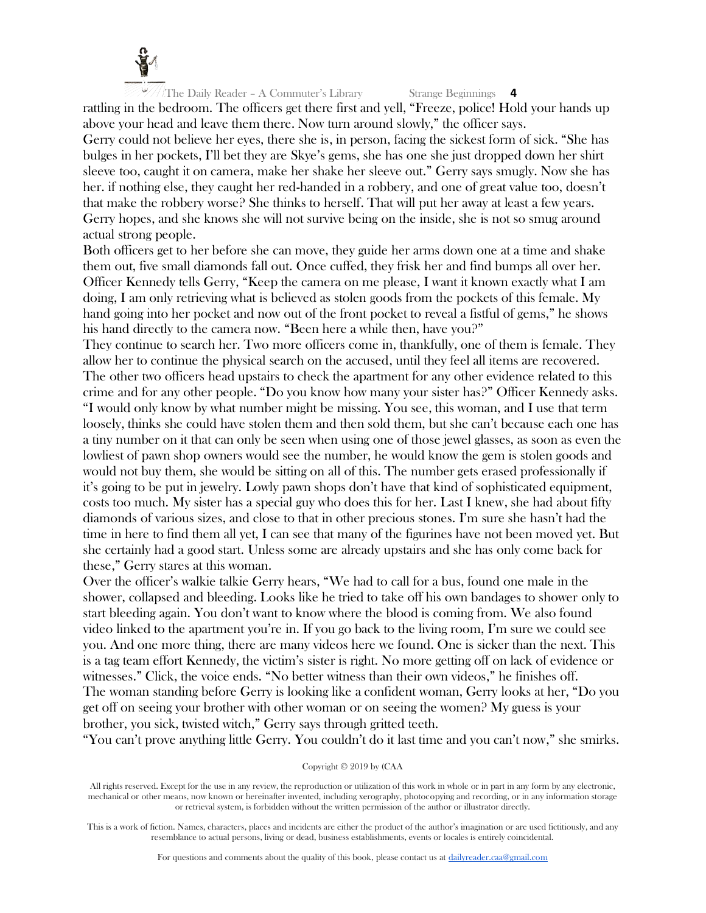rattling in the bedroom. The officers get there first and yell, "Freeze, police! Hold your hands up above your head and leave them there. Now turn around slowly," the officer says.

Gerry could not believe her eyes, there she is, in person, facing the sickest form of sick. "She has bulges in her pockets, I'll bet they are Skye's gems, she has one she just dropped down her shirt sleeve too, caught it on camera, make her shake her sleeve out." Gerry says smugly. Now she has her. if nothing else, they caught her red-handed in a robbery, and one of great value too, doesn't that make the robbery worse? She thinks to herself. That will put her away at least a few years. Gerry hopes, and she knows she will not survive being on the inside, she is not so smug around actual strong people.

Both officers get to her before she can move, they guide her arms down one at a time and shake them out, five small diamonds fall out. Once cuffed, they frisk her and find bumps all over her. Officer Kennedy tells Gerry, "Keep the camera on me please, I want it known exactly what I am doing, I am only retrieving what is believed as stolen goods from the pockets of this female. My hand going into her pocket and now out of the front pocket to reveal a fistful of gems," he shows his hand directly to the camera now. "Been here a while then, have you?"

They continue to search her. Two more officers come in, thankfully, one of them is female. They allow her to continue the physical search on the accused, until they feel all items are recovered. The other two officers head upstairs to check the apartment for any other evidence related to this crime and for any other people. "Do you know how many your sister has?" Officer Kennedy asks.

"I would only know by what number might be missing. You see, this woman, and I use that term loosely, thinks she could have stolen them and then sold them, but she can't because each one has a tiny number on it that can only be seen when using one of those jewel glasses, as soon as even the lowliest of pawn shop owners would see the number, he would know the gem is stolen goods and would not buy them, she would be sitting on all of this. The number gets erased professionally if it's going to be put in jewelry. Lowly pawn shops don't have that kind of sophisticated equipment, costs too much. My sister has a special guy who does this for her. Last I knew, she had about fifty diamonds of various sizes, and close to that in other precious stones. I'm sure she hasn't had the time in here to find them all yet, I can see that many of the figurines have not been moved yet. But she certainly had a good start. Unless some are already upstairs and she has only come back for these," Gerry stares at this woman.

Over the officer's walkie talkie Gerry hears, "We had to call for a bus, found one male in the shower, collapsed and bleeding. Looks like he tried to take off his own bandages to shower only to start bleeding again. You don't want to know where the blood is coming from. We also found video linked to the apartment you're in. If you go back to the living room, I'm sure we could see you. And one more thing, there are many videos here we found. One is sicker than the next. This is a tag team effort Kennedy, the victim's sister is right. No more getting off on lack of evidence or witnesses." Click, the voice ends. "No better witness than their own videos," he finishes off.

The woman standing before Gerry is looking like a confident woman, Gerry looks at her, "Do you get off on seeing your brother with other woman or on seeing the women? My guess is your brother, you sick, twisted witch," Gerry says through gritted teeth.

"You can't prove anything little Gerry. You couldn't do it last time and you can't now," she smirks.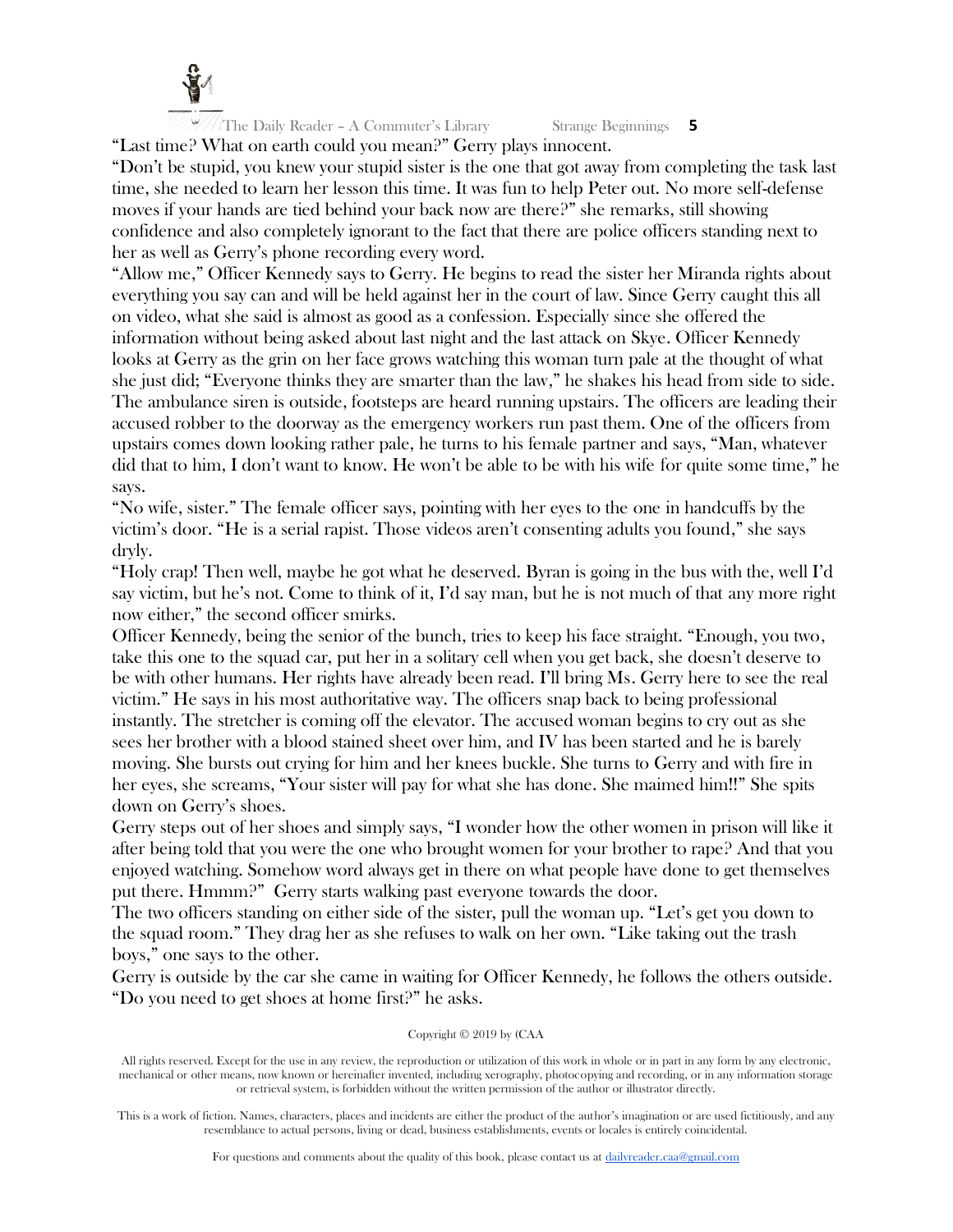"Last time? What on earth could you mean?" Gerry plays innocent.

"Don't be stupid, you knew your stupid sister is the one that got away from completing the task last time, she needed to learn her lesson this time. It was fun to help Peter out. No more self-defense moves if your hands are tied behind your back now are there?" she remarks, still showing confidence and also completely ignorant to the fact that there are police officers standing next to her as well as Gerry's phone recording every word.

"Allow me," Officer Kennedy says to Gerry. He begins to read the sister her Miranda rights about everything you say can and will be held against her in the court of law. Since Gerry caught this all on video, what she said is almost as good as a confession. Especially since she offered the information without being asked about last night and the last attack on Skye. Officer Kennedy looks at Gerry as the grin on her face grows watching this woman turn pale at the thought of what she just did; "Everyone thinks they are smarter than the law," he shakes his head from side to side. The ambulance siren is outside, footsteps are heard running upstairs. The officers are leading their accused robber to the doorway as the emergency workers run past them. One of the officers from upstairs comes down looking rather pale, he turns to his female partner and says, "Man, whatever did that to him, I don't want to know. He won't be able to be with his wife for quite some time," he says.

"No wife, sister." The female officer says, pointing with her eyes to the one in handcuffs by the victim's door. "He is a serial rapist. Those videos aren't consenting adults you found," she says dryly.

"Holy crap! Then well, maybe he got what he deserved. Byran is going in the bus with the, well I'd say victim, but he's not. Come to think of it, I'd say man, but he is not much of that any more right now either," the second officer smirks.

Officer Kennedy, being the senior of the bunch, tries to keep his face straight. "Enough, you two, take this one to the squad car, put her in a solitary cell when you get back, she doesn't deserve to be with other humans. Her rights have already been read. I'll bring Ms. Gerry here to see the real victim." He says in his most authoritative way. The officers snap back to being professional instantly. The stretcher is coming off the elevator. The accused woman begins to cry out as she sees her brother with a blood stained sheet over him, and IV has been started and he is barely moving. She bursts out crying for him and her knees buckle. She turns to Gerry and with fire in her eyes, she screams, "Your sister will pay for what she has done. She maimed him!!" She spits down on Gerry's shoes.

Gerry steps out of her shoes and simply says, "I wonder how the other women in prison will like it after being told that you were the one who brought women for your brother to rape? And that you enjoyed watching. Somehow word always get in there on what people have done to get themselves put there. Hmmm?" Gerry starts walking past everyone towards the door.

The two officers standing on either side of the sister, pull the woman up. "Let's get you down to the squad room." They drag her as she refuses to walk on her own. "Like taking out the trash boys," one says to the other.

Gerry is outside by the car she came in waiting for Officer Kennedy, he follows the others outside. "Do you need to get shoes at home first?" he asks.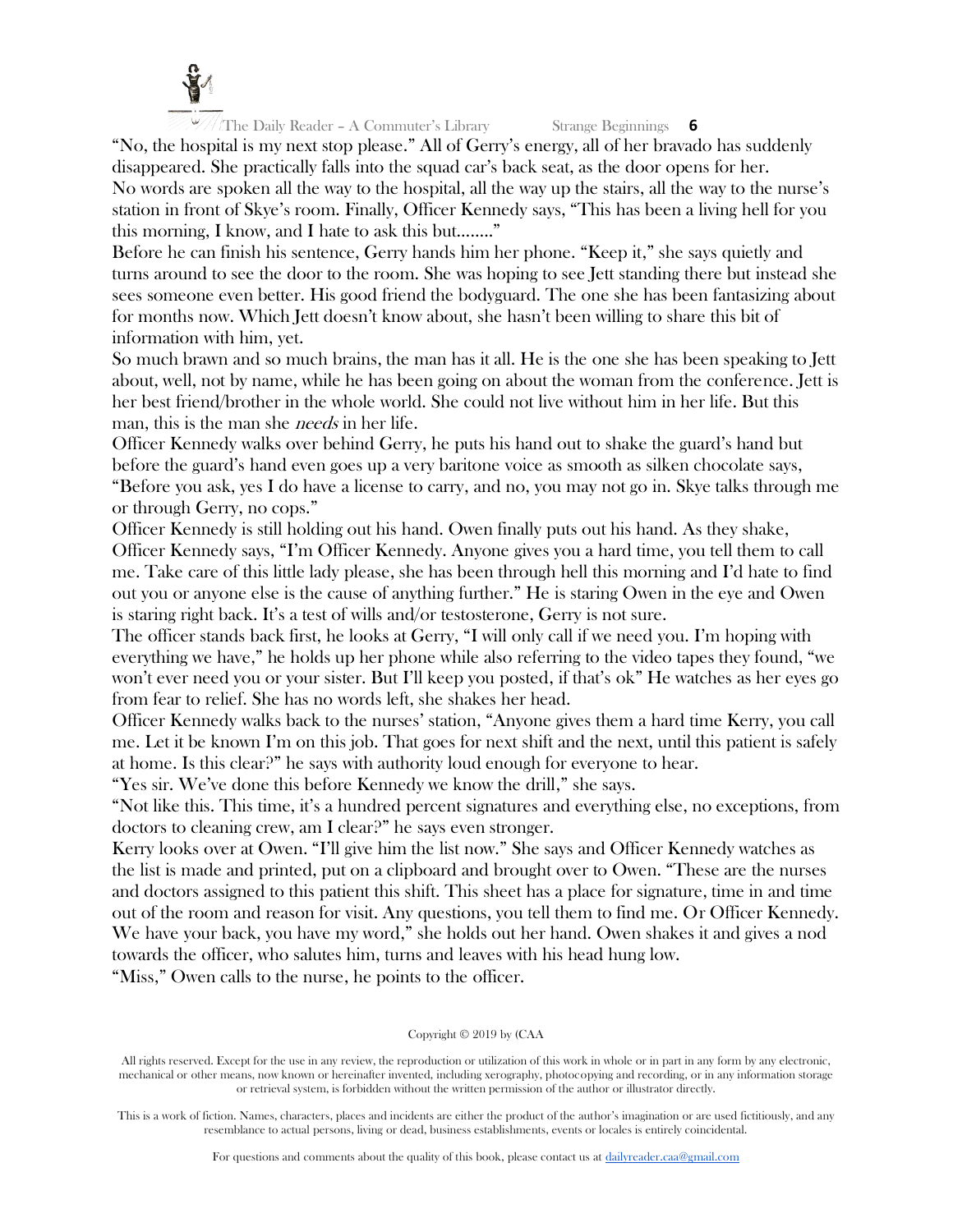"No, the hospital is my next stop please." All of Gerry's energy, all of her bravado has suddenly disappeared. She practically falls into the squad car's back seat, as the door opens for her.

No words are spoken all the way to the hospital, all the way up the stairs, all the way to the nurse's station in front of Skye's room. Finally, Officer Kennedy says, "This has been a living hell for you this morning, I know, and I hate to ask this but…….."

Before he can finish his sentence, Gerry hands him her phone. "Keep it," she says quietly and turns around to see the door to the room. She was hoping to see Jett standing there but instead she sees someone even better. His good friend the bodyguard. The one she has been fantasizing about for months now. Which Jett doesn't know about, she hasn't been willing to share this bit of information with him, yet.

So much brawn and so much brains, the man has it all. He is the one she has been speaking to Jett about, well, not by name, while he has been going on about the woman from the conference. Jett is her best friend/brother in the whole world. She could not live without him in her life. But this man, this is the man she *needs* in her life.

Officer Kennedy walks over behind Gerry, he puts his hand out to shake the guard's hand but before the guard's hand even goes up a very baritone voice as smooth as silken chocolate says, "Before you ask, yes I do have a license to carry, and no, you may not go in. Skye talks through me or through Gerry, no cops."

Officer Kennedy is still holding out his hand. Owen finally puts out his hand. As they shake, Officer Kennedy says, "I'm Officer Kennedy. Anyone gives you a hard time, you tell them to call me. Take care of this little lady please, she has been through hell this morning and I'd hate to find out you or anyone else is the cause of anything further." He is staring Owen in the eye and Owen is staring right back. It's a test of wills and/or testosterone, Gerry is not sure.

The officer stands back first, he looks at Gerry, "I will only call if we need you. I'm hoping with everything we have," he holds up her phone while also referring to the video tapes they found, "we won't ever need you or your sister. But I'll keep you posted, if that's ok" He watches as her eyes go from fear to relief. She has no words left, she shakes her head.

Officer Kennedy walks back to the nurses' station, "Anyone gives them a hard time Kerry, you call me. Let it be known I'm on this job. That goes for next shift and the next, until this patient is safely at home. Is this clear?" he says with authority loud enough for everyone to hear.

"Yes sir. We've done this before Kennedy we know the drill," she says.

"Not like this. This time, it's a hundred percent signatures and everything else, no exceptions, from doctors to cleaning crew, am I clear?" he says even stronger.

Kerry looks over at Owen. "I'll give him the list now." She says and Officer Kennedy watches as the list is made and printed, put on a clipboard and brought over to Owen. "These are the nurses and doctors assigned to this patient this shift. This sheet has a place for signature, time in and time out of the room and reason for visit. Any questions, you tell them to find me. Or Officer Kennedy. We have your back, you have my word," she holds out her hand. Owen shakes it and gives a nod towards the officer, who salutes him, turns and leaves with his head hung low.

"Miss," Owen calls to the nurse, he points to the officer.

Copyright © 2019 by (CAA

All rights reserved. Except for the use in any review, the reproduction or utilization of this work in whole or in part in any form by any electronic, mechanical or other means, now known or hereinafter invented, including xerography, photocopying and recording, or in any information storage or retrieval system, is forbidden without the written permission of the author or illustrator directly.

This is a work of fiction. Names, characters, places and incidents are either the product of the author's imagination or are used fictitiously, and any resemblance to actual persons, living or dead, business establishments, events or locales is entirely coincidental.

For questions and comments about the quality of this book, please contact us at dailyreader.caa@gmail.com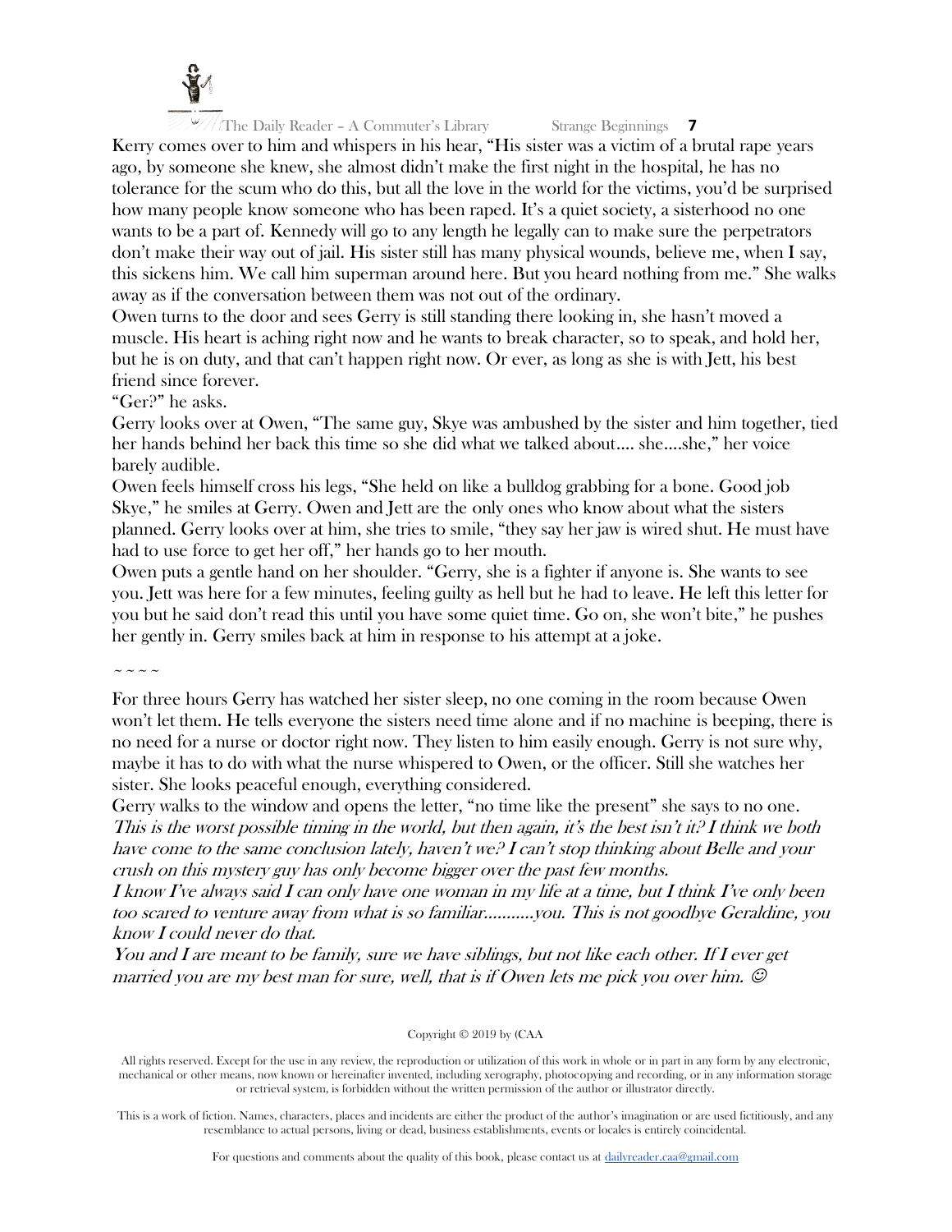Kerry comes over to him and whispers in his hear, "His sister was a victim of a brutal rape years ago, by someone she knew, she almost didn't make the first night in the hospital, he has no tolerance for the scum who do this, but all the love in the world for the victims, you'd be surprised how many people know someone who has been raped. It's a quiet society, a sisterhood no one wants to be a part of. Kennedy will go to any length he legally can to make sure the perpetrators don't make their way out of jail. His sister still has many physical wounds, believe me, when I say, this sickens him. We call him superman around here. But you heard nothing from me." She walks away as if the conversation between them was not out of the ordinary.

Owen turns to the door and sees Gerry is still standing there looking in, she hasn't moved a muscle. His heart is aching right now and he wants to break character, so to speak, and hold her, but he is on duty, and that can't happen right now. Or ever, as long as she is with Jett, his best friend since forever.

"Ger?" he asks.

Gerry looks over at Owen, "The same guy, Skye was ambushed by the sister and him together, tied her hands behind her back this time so she did what we talked about…. she….she," her voice barely audible.

Owen feels himself cross his legs, "She held on like a bulldog grabbing for a bone. Good job Skye," he smiles at Gerry. Owen and Jett are the only ones who know about what the sisters planned. Gerry looks over at him, she tries to smile, "they say her jaw is wired shut. He must have had to use force to get her off," her hands go to her mouth.

Owen puts a gentle hand on her shoulder. "Gerry, she is a fighter if anyone is. She wants to see you. Jett was here for a few minutes, feeling guilty as hell but he had to leave. He left this letter for you but he said don't read this until you have some quiet time. Go on, she won't bite," he pushes her gently in. Gerry smiles back at him in response to his attempt at a joke.

~ ~ ~ ~

For three hours Gerry has watched her sister sleep, no one coming in the room because Owen won't let them. He tells everyone the sisters need time alone and if no machine is beeping, there is no need for a nurse or doctor right now. They listen to him easily enough. Gerry is not sure why, maybe it has to do with what the nurse whispered to Owen, or the officer. Still she watches her sister. She looks peaceful enough, everything considered.

Gerry walks to the window and opens the letter, "no time like the present" she says to no one.

*This is the worst possible timing in the world, but then again, it's the best isn't it? I think we both have come to the same conclusion lately, haven't we? I can't stop thinking about Belle and your crush on this mystery guy has only become bigger over the past few months.*

*I know I've always said I can only have one woman in my life at a time, but I think I've only been too scared to venture away from what is so familiar………..you. This is not goodbye Geraldine, you know I could never do that.*

*You and I are meant to be family, sure we have siblings, but not like each other. If I ever get married you are my best man for sure, well, that is if Owen lets me pick you over him. ☺*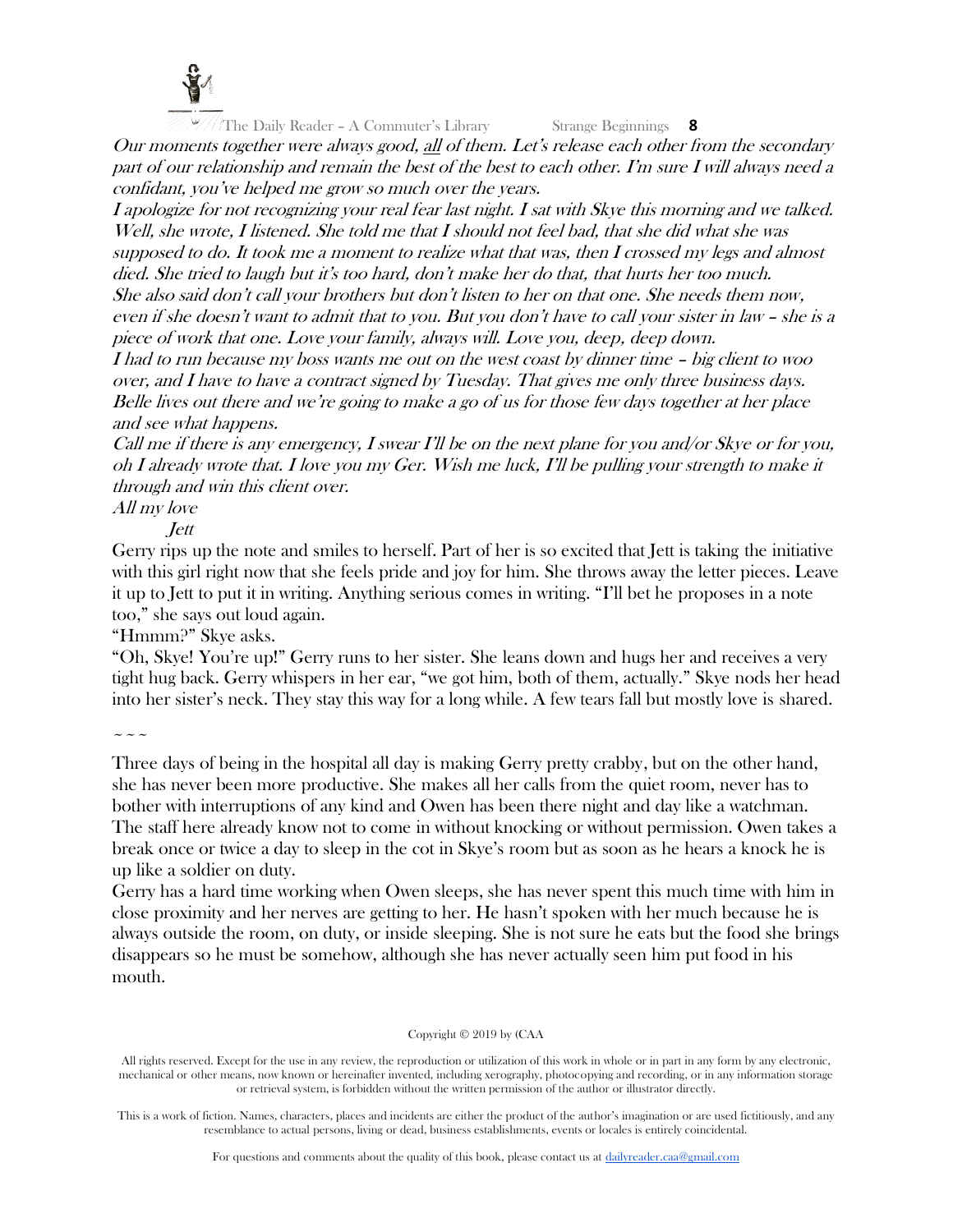*Our moments together were always good, all of them. Let's release each other from the secondary part of our relationship and remain the best of the best to each other. I'm sure I will always need a confidant, you've helped me grow so much over the years.*

*I apologize for not recognizing your real fear last night. I sat with Skye this morning and we talked. Well, she wrote, I listened. She told me that I should not feel bad, that she did what she was supposed to do. It took me a moment to realize what that was, then I crossed my legs and almost died. She tried to laugh but it's too hard, don't make her do that, that hurts her too much.*

*She also said don't call your brothers but don't listen to her on that one. She needs them now, even if she doesn't want to admit that to you. But you don't have to call your sister in law – she is a piece of work that one. Love your family, always will. Love you, deep, deep down.*

*I had to run because my boss wants me out on the west coast by dinner time – big client to woo over, and I have to have a contract signed by Tuesday. That gives me only three business days. Belle lives out there and we're going to make a go of us for those few days together at her place and see what happens.*

*Call me if there is any emergency, I swear I'll be on the next plane for you and/or Skye or for you, oh I already wrote that. I love you my Ger. Wish me luck, I'll be pulling your strength to make it through and win this client over.*

*All my love*

*Jett*

Gerry rips up the note and smiles to herself. Part of her is so excited that Jett is taking the initiative with this girl right now that she feels pride and joy for him. She throws away the letter pieces. Leave it up to Jett to put it in writing. Anything serious comes in writing. "I'll bet he proposes in a note too," she says out loud again.

"Hmmm?" Skye asks.

"Oh, Skye! You're up!" Gerry runs to her sister. She leans down and hugs her and receives a very tight hug back. Gerry whispers in her ear, "we got him, both of them, actually." Skye nods her head into her sister's neck. They stay this way for a long while. A few tears fall but mostly love is shared.

~ ~ ~

Three days of being in the hospital all day is making Gerry pretty crabby, but on the other hand, she has never been more productive. She makes all her calls from the quiet room, never has to bother with interruptions of any kind and Owen has been there night and day like a watchman. The staff here already know not to come in without knocking or without permission. Owen takes a break once or twice a day to sleep in the cot in Skye's room but as soon as he hears a knock he is up like a soldier on duty.

Gerry has a hard time working when Owen sleeps, she has never spent this much time with him in close proximity and her nerves are getting to her. He hasn't spoken with her much because he is always outside the room, on duty, or inside sleeping. She is not sure he eats but the food she brings disappears so he must be somehow, although she has never actually seen him put food in his mouth.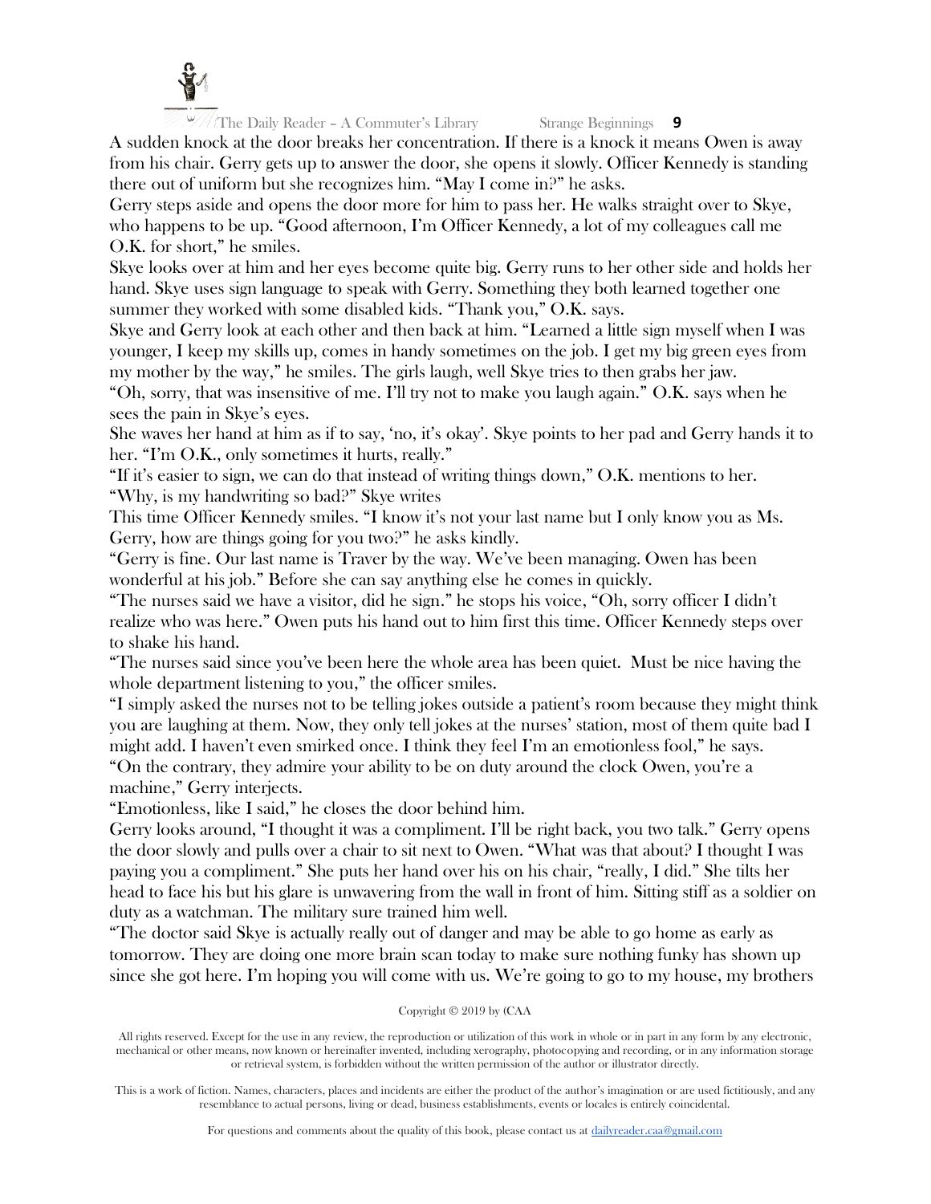A sudden knock at the door breaks her concentration. If there is a knock it means Owen is away from his chair. Gerry gets up to answer the door, she opens it slowly. Officer Kennedy is standing there out of uniform but she recognizes him. "May I come in?" he asks.

Gerry steps aside and opens the door more for him to pass her. He walks straight over to Skye, who happens to be up. "Good afternoon, I'm Officer Kennedy, a lot of my colleagues call me O.K. for short," he smiles.

Skye looks over at him and her eyes become quite big. Gerry runs to her other side and holds her hand. Skye uses sign language to speak with Gerry. Something they both learned together one summer they worked with some disabled kids. "Thank you," O.K. says.

Skye and Gerry look at each other and then back at him. "Learned a little sign myself when I was younger, I keep my skills up, comes in handy sometimes on the job. I get my big green eyes from my mother by the way," he smiles. The girls laugh, well Skye tries to then grabs her jaw.

"Oh, sorry, that was insensitive of me. I'll try not to make you laugh again." O.K. says when he sees the pain in Skye's eyes.

She waves her hand at him as if to say, 'no, it's okay'. Skye points to her pad and Gerry hands it to her. "I'm O.K., only sometimes it hurts, really."

"If it's easier to sign, we can do that instead of writing things down," O.K. mentions to her.

"Why, is my handwriting so bad?" Skye writes

This time Officer Kennedy smiles. "I know it's not your last name but I only know you as Ms. Gerry, how are things going for you two?" he asks kindly.

"Gerry is fine. Our last name is Traver by the way. We've been managing. Owen has been wonderful at his job." Before she can say anything else he comes in quickly.

"The nurses said we have a visitor, did he sign." he stops his voice, "Oh, sorry officer I didn't realize who was here." Owen puts his hand out to him first this time. Officer Kennedy steps over to shake his hand.

"The nurses said since you've been here the whole area has been quiet. Must be nice having the whole department listening to you," the officer smiles.

"I simply asked the nurses not to be telling jokes outside a patient's room because they might think you are laughing at them. Now, they only tell jokes at the nurses' station, most of them quite bad I might add. I haven't even smirked once. I think they feel I'm an emotionless fool," he says.

"On the contrary, they admire your ability to be on duty around the clock Owen, you're a machine," Gerry interjects.

"Emotionless, like I said," he closes the door behind him.

Gerry looks around, "I thought it was a compliment. I'll be right back, you two talk." Gerry opens the door slowly and pulls over a chair to sit next to Owen. "What was that about? I thought I was paying you a compliment." She puts her hand over his on his chair, "really, I did." She tilts her head to face his but his glare is unwavering from the wall in front of him. Sitting stiff as a soldier on duty as a watchman. The military sure trained him well.

"The doctor said Skye is actually really out of danger and may be able to go home as early as tomorrow. They are doing one more brain scan today to make sure nothing funky has shown up since she got here. I'm hoping you will come with us. We're going to go to my house, my brothers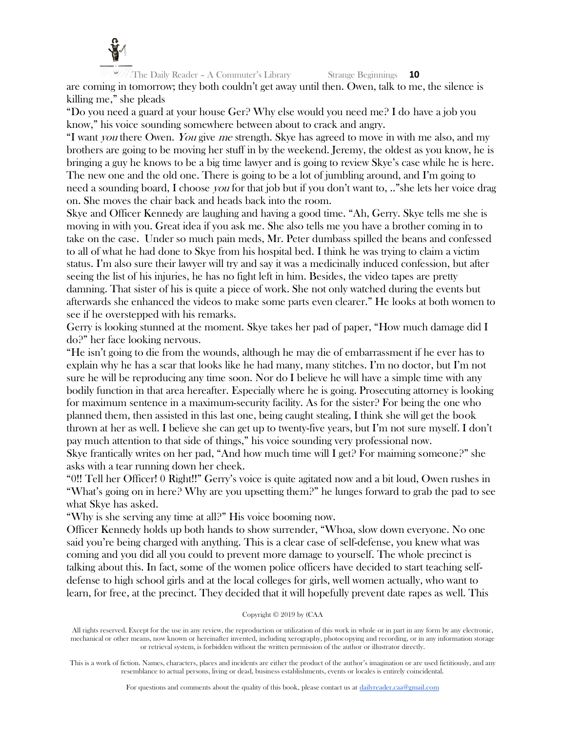are coming in tomorrow; they both couldn't get away until then. Owen, talk to me, the silence is killing me," she pleads

"Do you need a guard at your house Ger? Why else would you need me? I do have a job you know," his voice sounding somewhere between about to crack and angry.

"I want *you* there Owen. *You* give *me* strength. Skye has agreed to move in with me also, and my brothers are going to be moving her stuff in by the weekend. Jeremy, the oldest as you know, he is bringing a guy he knows to be a big time lawyer and is going to review Skye's case while he is here. The new one and the old one. There is going to be a lot of jumbling around, and I'm going to need a sounding board, I choose *you* for that job but if you don't want to, .."she lets her voice drag on. She moves the chair back and heads back into the room.

Skye and Officer Kennedy are laughing and having a good time. "Ah, Gerry. Skye tells me she is moving in with you. Great idea if you ask me. She also tells me you have a brother coming in to take on the case. Under so much pain meds, Mr. Peter dumbass spilled the beans and confessed to all of what he had done to Skye from his hospital bed. I think he was trying to claim a victim status. I'm also sure their lawyer will try and say it was a medicinally induced confession, but after seeing the list of his injuries, he has no fight left in him. Besides, the video tapes are pretty damning. That sister of his is quite a piece of work. She not only watched during the events but afterwards she enhanced the videos to make some parts even clearer." He looks at both women to see if he overstepped with his remarks.

Gerry is looking stunned at the moment. Skye takes her pad of paper, "How much damage did I do?" her face looking nervous.

"He isn't going to die from the wounds, although he may die of embarrassment if he ever has to explain why he has a scar that looks like he had many, many stitches. I'm no doctor, but I'm not sure he will be reproducing any time soon. Nor do I believe he will have a simple time with any bodily function in that area hereafter. Especially where he is going. Prosecuting attorney is looking for maximum sentence in a maximum-security facility. As for the sister? For being the one who planned them, then assisted in this last one, being caught stealing, I think she will get the book thrown at her as well. I believe she can get up to twenty-five years, but I'm not sure myself. I don't pay much attention to that side of things," his voice sounding very professional now.

Skye frantically writes on her pad, "And how much time will I get? For maiming someone?" she asks with a tear running down her cheek.

"0!! Tell her Officer! 0 Right!!" Gerry's voice is quite agitated now and a bit loud, Owen rushes in "What's going on in here? Why are you upsetting them?" he lunges forward to grab the pad to see what Skye has asked.

"Why is she serving any time at all?" His voice booming now.

Officer Kennedy holds up both hands to show surrender, "Whoa, slow down everyone. No one said you're being charged with anything. This is a clear case of self-defense, you knew what was coming and you did all you could to prevent more damage to yourself. The whole precinct is talking about this. In fact, some of the women police officers have decided to start teaching self-defense to high school girls and at the local colleges for girls, well women actually, who want to learn, for free, at the precinct. They decided that it will hopefully prevent date rapes as well. This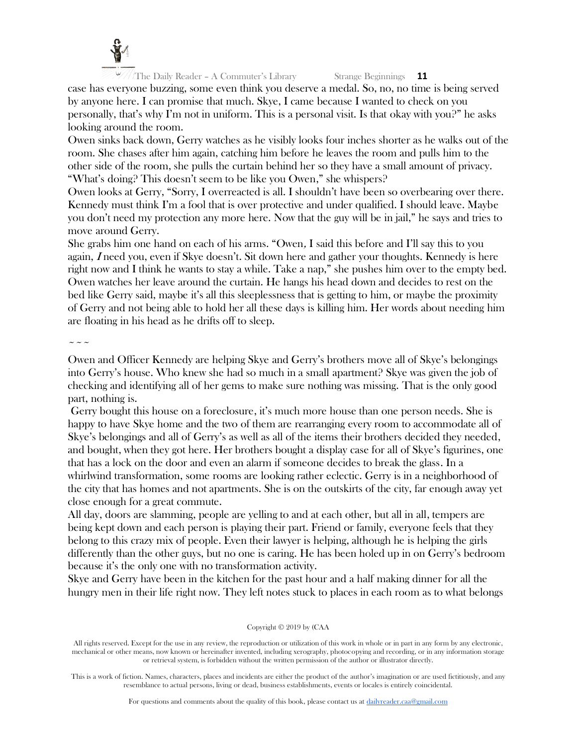case has everyone buzzing, some even think you deserve a medal. So, no, no time is being served by anyone here. I can promise that much. Skye, I came because I wanted to check on you personally, that's why I'm not in uniform. This is a personal visit. Is that okay with you?" he asks looking around the room.

Owen sinks back down, Gerry watches as he visibly looks four inches shorter as he walks out of the room. She chases after him again, catching him before he leaves the room and pulls him to the other side of the room, she pulls the curtain behind her so they have a small amount of privacy. "What's doing? This doesn't seem to be like you Owen," she whispers?

Owen looks at Gerry, "Sorry, I overreacted is all. I shouldn't have been so overbearing over there. Kennedy must think I'm a fool that is over protective and under qualified. I should leave. Maybe you don't need my protection any more here. Now that the guy will be in jail," he says and tries to move around Gerry.

She grabs him one hand on each of his arms. "Owen, I said this before and I'll say this to you again, *I* need you, even if Skye doesn't. Sit down here and gather your thoughts. Kennedy is here right now and I think he wants to stay a while. Take a nap," she pushes him over to the empty bed. Owen watches her leave around the curtain. He hangs his head down and decides to rest on the bed like Gerry said, maybe it's all this sleeplessness that is getting to him, or maybe the proximity of Gerry and not being able to hold her all these days is killing him. Her words about needing him are floating in his head as he drifts off to sleep.

~ ~ ~

Owen and Officer Kennedy are helping Skye and Gerry's brothers move all of Skye's belongings into Gerry's house. Who knew she had so much in a small apartment? Skye was given the job of checking and identifying all of her gems to make sure nothing was missing. That is the only good part, nothing is.

Gerry bought this house on a foreclosure, it's much more house than one person needs. She is happy to have Skye home and the two of them are rearranging every room to accommodate all of Skye's belongings and all of Gerry's as well as all of the items their brothers decided they needed, and bought, when they got here. Her brothers bought a display case for all of Skye's figurines, one that has a lock on the door and even an alarm if someone decides to break the glass. In a whirlwind transformation, some rooms are looking rather eclectic. Gerry is in a neighborhood of the city that has homes and not apartments. She is on the outskirts of the city, far enough away yet close enough for a great commute.

All day, doors are slamming, people are yelling to and at each other, but all in all, tempers are being kept down and each person is playing their part. Friend or family, everyone feels that they belong to this crazy mix of people. Even their lawyer is helping, although he is helping the girls differently than the other guys, but no one is caring. He has been holed up in on Gerry's bedroom because it's the only one with no transformation activity.

Skye and Gerry have been in the kitchen for the past hour and a half making dinner for all the hungry men in their life right now. They left notes stuck to places in each room as to what belongs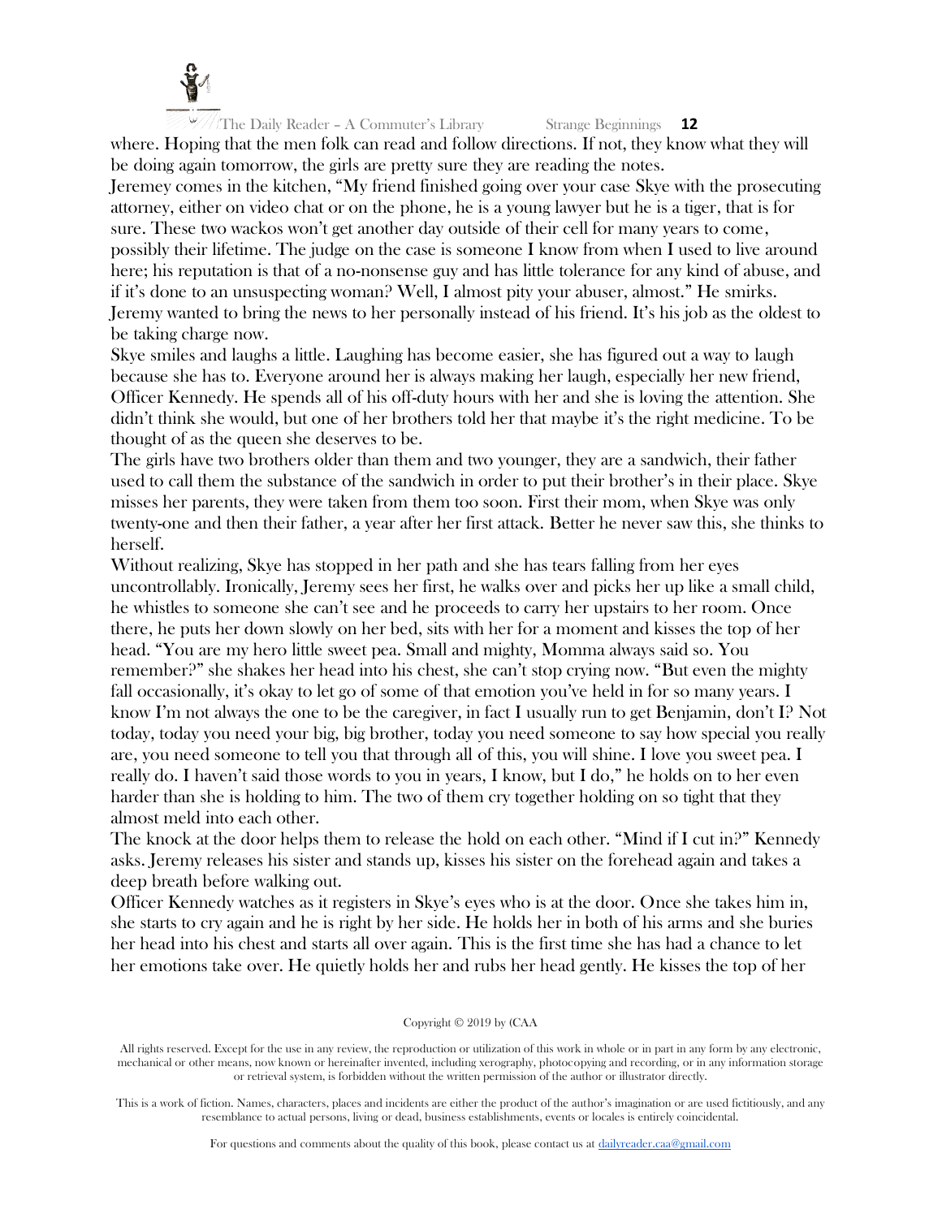where. Hoping that the men folk can read and follow directions. If not, they know what they will be doing again tomorrow, the girls are pretty sure they are reading the notes.

Jeremey comes in the kitchen, "My friend finished going over your case Skye with the prosecuting attorney, either on video chat or on the phone, he is a young lawyer but he is a tiger, that is for sure. These two wackos won't get another day outside of their cell for many years to come, possibly their lifetime. The judge on the case is someone I know from when I used to live around here; his reputation is that of a no-nonsense guy and has little tolerance for any kind of abuse, and if it's done to an unsuspecting woman? Well, I almost pity your abuser, almost." He smirks. Jeremy wanted to bring the news to her personally instead of his friend. It's his job as the oldest to be taking charge now.

Skye smiles and laughs a little. Laughing has become easier, she has figured out a way to laugh because she has to. Everyone around her is always making her laugh, especially her new friend, Officer Kennedy. He spends all of his off-duty hours with her and she is loving the attention. She didn't think she would, but one of her brothers told her that maybe it's the right medicine. To be thought of as the queen she deserves to be.

The girls have two brothers older than them and two younger, they are a sandwich, their father used to call them the substance of the sandwich in order to put their brother's in their place. Skye misses her parents, they were taken from them too soon. First their mom, when Skye was only twenty-one and then their father, a year after her first attack. Better he never saw this, she thinks to herself.

Without realizing, Skye has stopped in her path and she has tears falling from her eyes uncontrollably. Ironically, Jeremy sees her first, he walks over and picks her up like a small child, he whistles to someone she can't see and he proceeds to carry her upstairs to her room. Once there, he puts her down slowly on her bed, sits with her for a moment and kisses the top of her head. "You are my hero little sweet pea. Small and mighty, Momma always said so. You remember?" she shakes her head into his chest, she can't stop crying now. "But even the mighty fall occasionally, it's okay to let go of some of that emotion you've held in for so many years. I know I'm not always the one to be the caregiver, in fact I usually run to get Benjamin, don't I? Not today, today you need your big, big brother, today you need someone to say how special you really are, you need someone to tell you that through all of this, you will shine. I love you sweet pea. I really do. I haven't said those words to you in years, I know, but I do," he holds on to her even harder than she is holding to him. The two of them cry together holding on so tight that they almost meld into each other.

The knock at the door helps them to release the hold on each other. "Mind if I cut in?" Kennedy asks. Jeremy releases his sister and stands up, kisses his sister on the forehead again and takes a deep breath before walking out.

Officer Kennedy watches as it registers in Skye's eyes who is at the door. Once she takes him in, she starts to cry again and he is right by her side. He holds her in both of his arms and she buries her head into his chest and starts all over again. This is the first time she has had a chance to let her emotions take over. He quietly holds her and rubs her head gently. He kisses the top of her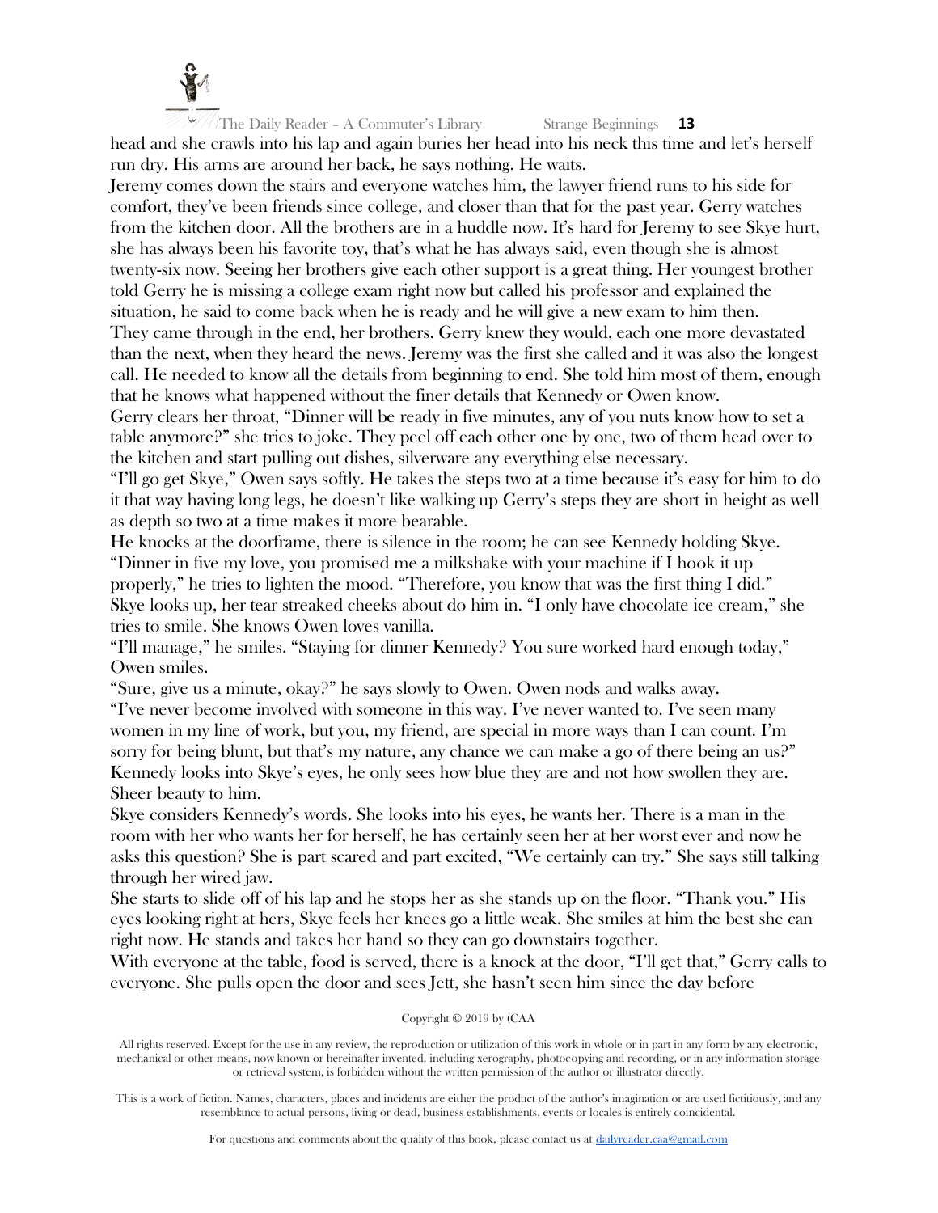head and she crawls into his lap and again buries her head into his neck this time and let's herself run dry. His arms are around her back, he says nothing. He waits.

Jeremy comes down the stairs and everyone watches him, the lawyer friend runs to his side for comfort, they've been friends since college, and closer than that for the past year. Gerry watches from the kitchen door. All the brothers are in a huddle now. It's hard for Jeremy to see Skye hurt, she has always been his favorite toy, that's what he has always said, even though she is almost twenty-six now. Seeing her brothers give each other support is a great thing. Her youngest brother told Gerry he is missing a college exam right now but called his professor and explained the situation, he said to come back when he is ready and he will give a new exam to him then.

They came through in the end, her brothers. Gerry knew they would, each one more devastated than the next, when they heard the news. Jeremy was the first she called and it was also the longest call. He needed to know all the details from beginning to end. She told him most of them, enough that he knows what happened without the finer details that Kennedy or Owen know.

Gerry clears her throat, "Dinner will be ready in five minutes, any of you nuts know how to set a table anymore?" she tries to joke. They peel off each other one by one, two of them head over to the kitchen and start pulling out dishes, silverware any everything else necessary.

"I'll go get Skye," Owen says softly. He takes the steps two at a time because it's easy for him to do it that way having long legs, he doesn't like walking up Gerry's steps they are short in height as well as depth so two at a time makes it more bearable.

He knocks at the doorframe, there is silence in the room; he can see Kennedy holding Skye.

"Dinner in five my love, you promised me a milkshake with your machine if I hook it up properly," he tries to lighten the mood. "Therefore, you know that was the first thing I did."

Skye looks up, her tear streaked cheeks about do him in. "I only have chocolate ice cream," she tries to smile. She knows Owen loves vanilla.

"I'll manage," he smiles. "Staying for dinner Kennedy? You sure worked hard enough today," Owen smiles.

"Sure, give us a minute, okay?" he says slowly to Owen. Owen nods and walks away.

"I've never become involved with someone in this way. I've never wanted to. I've seen many women in my line of work, but you, my friend, are special in more ways than I can count. I'm sorry for being blunt, but that's my nature, any chance we can make a go of there being an us?" Kennedy looks into Skye's eyes, he only sees how blue they are and not how swollen they are. Sheer beauty to him.

Skye considers Kennedy's words. She looks into his eyes, he wants her. There is a man in the room with her who wants her for herself, he has certainly seen her at her worst ever and now he asks this question? She is part scared and part excited, "We certainly can try." She says still talking through her wired jaw.

She starts to slide off of his lap and he stops her as she stands up on the floor. "Thank you." His eyes looking right at hers, Skye feels her knees go a little weak. She smiles at him the best she can right now. He stands and takes her hand so they can go downstairs together.

With everyone at the table, food is served, there is a knock at the door, "I'll get that," Gerry calls to everyone. She pulls open the door and sees Jett, she hasn't seen him since the day before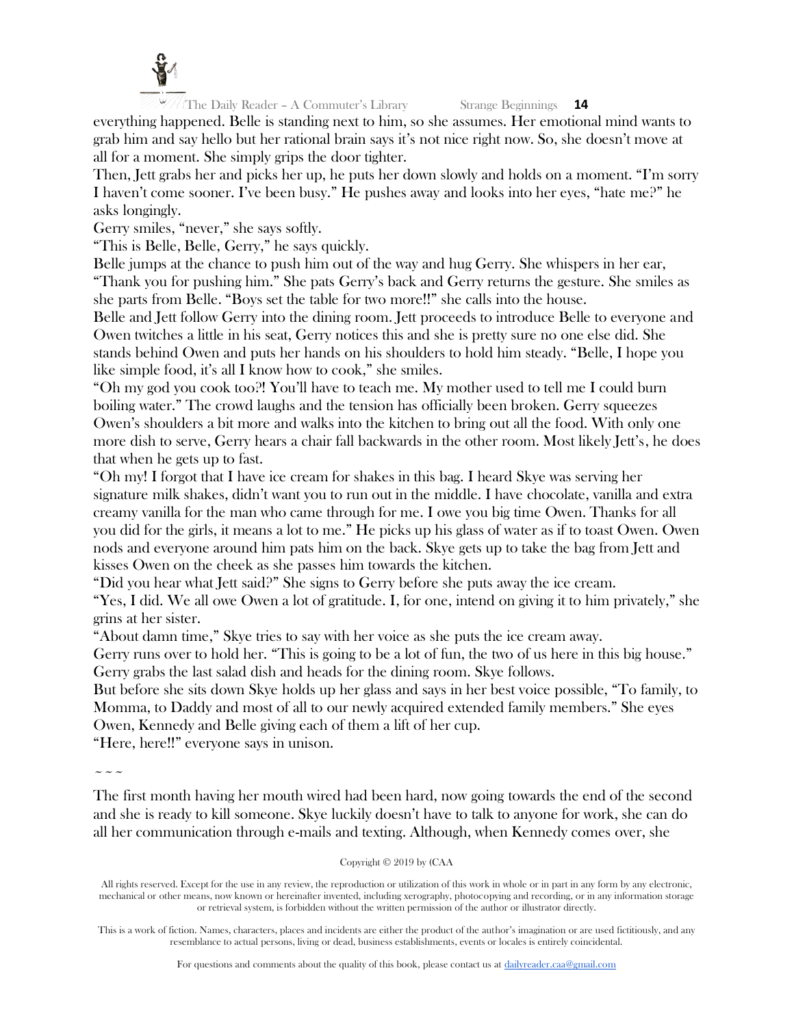everything happened. Belle is standing next to him, so she assumes. Her emotional mind wants to grab him and say hello but her rational brain says it's not nice right now. So, she doesn't move at all for a moment. She simply grips the door tighter.

Then, Jett grabs her and picks her up, he puts her down slowly and holds on a moment. "I'm sorry I haven't come sooner. I've been busy." He pushes away and looks into her eyes, "hate me?" he asks longingly.

Gerry smiles, "never," she says softly.

"This is Belle, Belle, Gerry," he says quickly.

Belle jumps at the chance to push him out of the way and hug Gerry. She whispers in her ear, "Thank you for pushing him." She pats Gerry's back and Gerry returns the gesture. She smiles as she parts from Belle. "Boys set the table for two more!!" she calls into the house.

Belle and Jett follow Gerry into the dining room. Jett proceeds to introduce Belle to everyone and Owen twitches a little in his seat, Gerry notices this and she is pretty sure no one else did. She stands behind Owen and puts her hands on his shoulders to hold him steady. "Belle, I hope you like simple food, it's all I know how to cook," she smiles.

"Oh my god you cook too?! You'll have to teach me. My mother used to tell me I could burn boiling water." The crowd laughs and the tension has officially been broken. Gerry squeezes Owen's shoulders a bit more and walks into the kitchen to bring out all the food. With only one more dish to serve, Gerry hears a chair fall backwards in the other room. Most likely Jett's, he does that when he gets up to fast.

"Oh my! I forgot that I have ice cream for shakes in this bag. I heard Skye was serving her signature milk shakes, didn't want you to run out in the middle. I have chocolate, vanilla and extra creamy vanilla for the man who came through for me. I owe you big time Owen. Thanks for all you did for the girls, it means a lot to me." He picks up his glass of water as if to toast Owen. Owen nods and everyone around him pats him on the back. Skye gets up to take the bag from Jett and kisses Owen on the cheek as she passes him towards the kitchen.

"Did you hear what Jett said?" She signs to Gerry before she puts away the ice cream.

"Yes, I did. We all owe Owen a lot of gratitude. I, for one, intend on giving it to him privately," she grins at her sister.

"About damn time," Skye tries to say with her voice as she puts the ice cream away.

Gerry runs over to hold her. "This is going to be a lot of fun, the two of us here in this big house." Gerry grabs the last salad dish and heads for the dining room. Skye follows.

But before she sits down Skye holds up her glass and says in her best voice possible, "To family, to Momma, to Daddy and most of all to our newly acquired extended family members." She eyes Owen, Kennedy and Belle giving each of them a lift of her cup.

"Here, here!!" everyone says in unison.

~ ~ ~

The first month having her mouth wired had been hard, now going towards the end of the second and she is ready to kill someone. Skye luckily doesn't have to talk to anyone for work, she can do all her communication through e-mails and texting. Although, when Kennedy comes over, she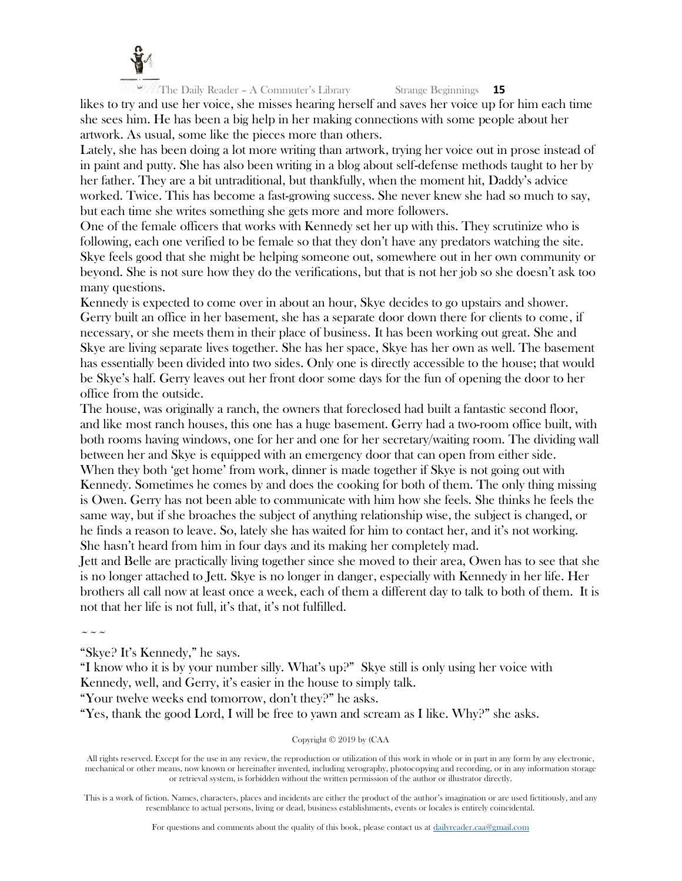likes to try and use her voice, she misses hearing herself and saves her voice up for him each time she sees him. He has been a big help in her making connections with some people about her artwork. As usual, some like the pieces more than others.

Lately, she has been doing a lot more writing than artwork, trying her voice out in prose instead of in paint and putty. She has also been writing in a blog about self-defense methods taught to her by her father. They are a bit untraditional, but thankfully, when the moment hit, Daddy's advice worked. Twice. This has become a fast-growing success. She never knew she had so much to say, but each time she writes something she gets more and more followers.

One of the female officers that works with Kennedy set her up with this. They scrutinize who is following, each one verified to be female so that they don't have any predators watching the site. Skye feels good that she might be helping someone out, somewhere out in her own community or beyond. She is not sure how they do the verifications, but that is not her job so she doesn't ask too many questions.

Kennedy is expected to come over in about an hour, Skye decides to go upstairs and shower. Gerry built an office in her basement, she has a separate door down there for clients to come, if necessary, or she meets them in their place of business. It has been working out great. She and Skye are living separate lives together. She has her space, Skye has her own as well. The basement has essentially been divided into two sides. Only one is directly accessible to the house; that would be Skye's half. Gerry leaves out her front door some days for the fun of opening the door to her office from the outside.

The house, was originally a ranch, the owners that foreclosed had built a fantastic second floor, and like most ranch houses, this one has a huge basement. Gerry had a two-room office built, with both rooms having windows, one for her and one for her secretary/waiting room. The dividing wall between her and Skye is equipped with an emergency door that can open from either side.

When they both 'get home' from work, dinner is made together if Skye is not going out with Kennedy. Sometimes he comes by and does the cooking for both of them. The only thing missing is Owen. Gerry has not been able to communicate with him how she feels. She thinks he feels the same way, but if she broaches the subject of anything relationship wise, the subject is changed, or he finds a reason to leave. So, lately she has waited for him to contact her, and it's not working. She hasn't heard from him in four days and its making her completely mad.

Jett and Belle are practically living together since she moved to their area, Owen has to see that she is no longer attached to Jett. Skye is no longer in danger, especially with Kennedy in her life. Her brothers all call now at least once a week, each of them a different day to talk to both of them. It is not that her life is not full, it's that, it's not fulfilled.

~ ~ ~

"Skye? It's Kennedy," he says.

"I know who it is by your number silly. What's up?" Skye still is only using her voice with Kennedy, well, and Gerry, it's easier in the house to simply talk.

"Your twelve weeks end tomorrow, don't they?" he asks.

"Yes, thank the good Lord, I will be free to yawn and scream as I like. Why?" she asks.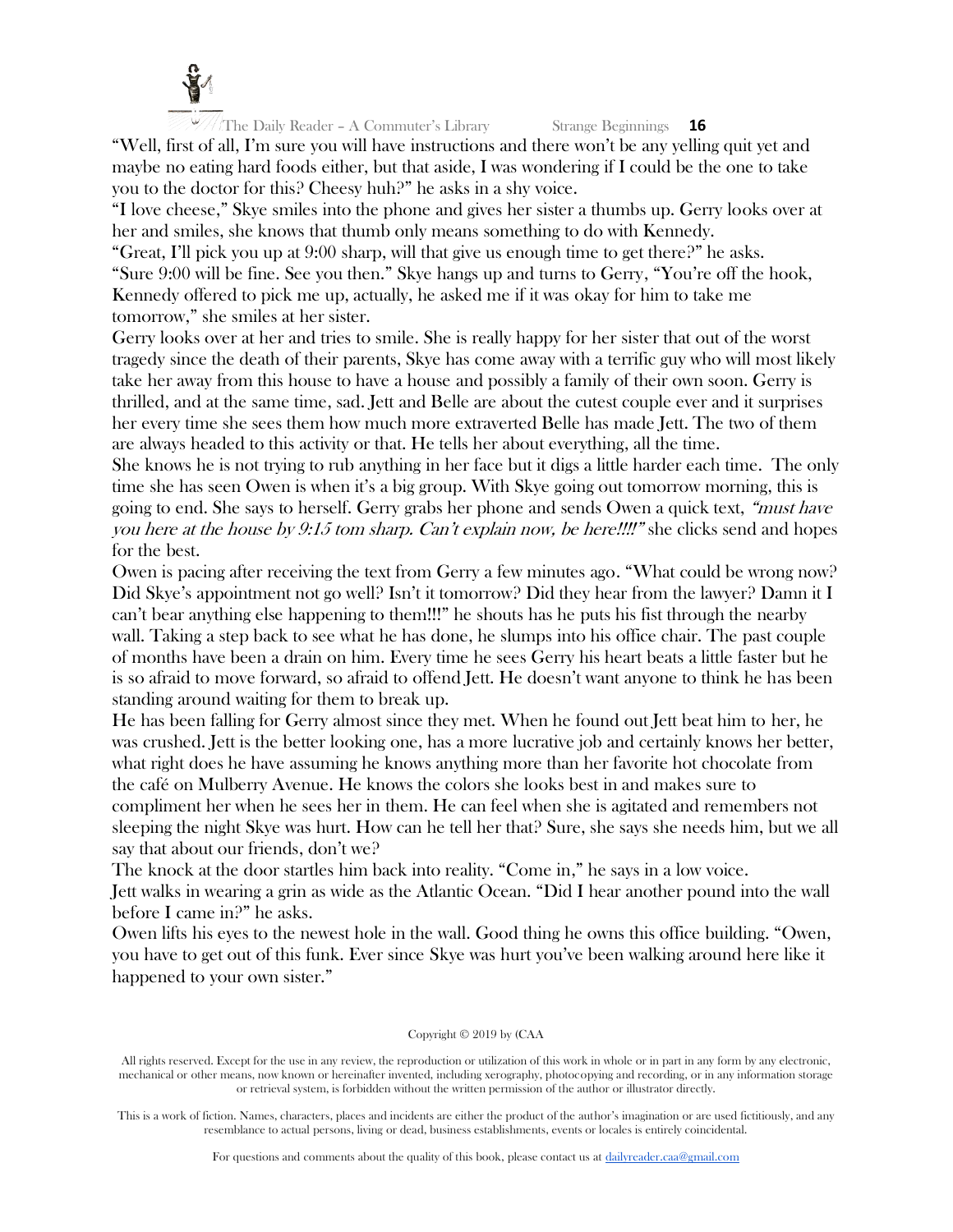"Well, first of all, I'm sure you will have instructions and there won't be any yelling quit yet and maybe no eating hard foods either, but that aside, I was wondering if I could be the one to take you to the doctor for this? Cheesy huh?" he asks in a shy voice.

"I love cheese," Skye smiles into the phone and gives her sister a thumbs up. Gerry looks over at her and smiles, she knows that thumb only means something to do with Kennedy.

"Great, I'll pick you up at 9:00 sharp, will that give us enough time to get there?" he asks.

"Sure 9:00 will be fine. See you then." Skye hangs up and turns to Gerry, "You're off the hook, Kennedy offered to pick me up, actually, he asked me if it was okay for him to take me tomorrow," she smiles at her sister.

Gerry looks over at her and tries to smile. She is really happy for her sister that out of the worst tragedy since the death of their parents, Skye has come away with a terrific guy who will most likely take her away from this house to have a house and possibly a family of their own soon. Gerry is thrilled, and at the same time, sad. Jett and Belle are about the cutest couple ever and it surprises her every time she sees them how much more extraverted Belle has made Jett. The two of them are always headed to this activity or that. He tells her about everything, all the time.

She knows he is not trying to rub anything in her face but it digs a little harder each time. The only time she has seen Owen is when it's a big group. With Skye going out tomorrow morning, this is going to end. She says to herself. Gerry grabs her phone and sends Owen a quick text, *"must have you here at the house by 9:15 tom sharp. Can't explain now, be here!!!!"* she clicks send and hopes for the best.

Owen is pacing after receiving the text from Gerry a few minutes ago. "What could be wrong now? Did Skye's appointment not go well? Isn't it tomorrow? Did they hear from the lawyer? Damn it I can't bear anything else happening to them!!!" he shouts has he puts his fist through the nearby wall. Taking a step back to see what he has done, he slumps into his office chair. The past couple of months have been a drain on him. Every time he sees Gerry his heart beats a little faster but he is so afraid to move forward, so afraid to offend Jett. He doesn't want anyone to think he has been standing around waiting for them to break up.

He has been falling for Gerry almost since they met. When he found out Jett beat him to her, he was crushed. Jett is the better looking one, has a more lucrative job and certainly knows her better, what right does he have assuming he knows anything more than her favorite hot chocolate from the café on Mulberry Avenue. He knows the colors she looks best in and makes sure to compliment her when he sees her in them. He can feel when she is agitated and remembers not sleeping the night Skye was hurt. How can he tell her that? Sure, she says she needs him, but we all say that about our friends, don't we?

The knock at the door startles him back into reality. "Come in," he says in a low voice.

Jett walks in wearing a grin as wide as the Atlantic Ocean. "Did I hear another pound into the wall before I came in?" he asks.

Owen lifts his eyes to the newest hole in the wall. Good thing he owns this office building. "Owen, you have to get out of this funk. Ever since Skye was hurt you've been walking around here like it happened to your own sister."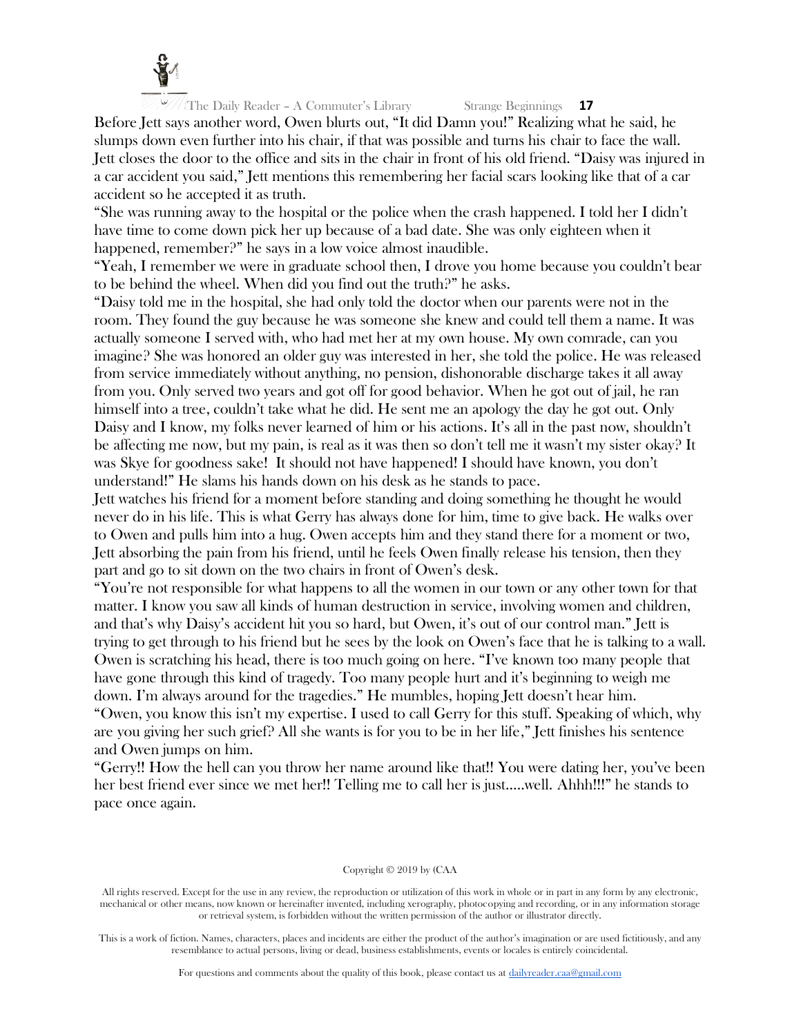Before Jett says another word, Owen blurts out, "It did Damn you!" Realizing what he said, he slumps down even further into his chair, if that was possible and turns his chair to face the wall. Jett closes the door to the office and sits in the chair in front of his old friend. "Daisy was injured in a car accident you said," Jett mentions this remembering her facial scars looking like that of a car accident so he accepted it as truth.

"She was running away to the hospital or the police when the crash happened. I told her I didn't have time to come down pick her up because of a bad date. She was only eighteen when it happened, remember?" he says in a low voice almost inaudible.

"Yeah, I remember we were in graduate school then, I drove you home because you couldn't bear to be behind the wheel. When did you find out the truth?" he asks.

"Daisy told me in the hospital, she had only told the doctor when our parents were not in the room. They found the guy because he was someone she knew and could tell them a name. It was actually someone I served with, who had met her at my own house. My own comrade, can you imagine? She was honored an older guy was interested in her, she told the police. He was released from service immediately without anything, no pension, dishonorable discharge takes it all away from you. Only served two years and got off for good behavior. When he got out of jail, he ran himself into a tree, couldn't take what he did. He sent me an apology the day he got out. Only Daisy and I know, my folks never learned of him or his actions. It's all in the past now, shouldn't be affecting me now, but my pain, is real as it was then so don't tell me it wasn't my sister okay? It was Skye for goodness sake! It should not have happened! I should have known, you don't understand!" He slams his hands down on his desk as he stands to pace.

Jett watches his friend for a moment before standing and doing something he thought he would never do in his life. This is what Gerry has always done for him, time to give back. He walks over to Owen and pulls him into a hug. Owen accepts him and they stand there for a moment or two, Jett absorbing the pain from his friend, until he feels Owen finally release his tension, then they part and go to sit down on the two chairs in front of Owen's desk.

"You're not responsible for what happens to all the women in our town or any other town for that matter. I know you saw all kinds of human destruction in service, involving women and children, and that's why Daisy's accident hit you so hard, but Owen, it's out of our control man." Jett is trying to get through to his friend but he sees by the look on Owen's face that he is talking to a wall. Owen is scratching his head, there is too much going on here. "I've known too many people that have gone through this kind of tragedy. Too many people hurt and it's beginning to weigh me down. I'm always around for the tragedies." He mumbles, hoping Jett doesn't hear him.

"Owen, you know this isn't my expertise. I used to call Gerry for this stuff. Speaking of which, why are you giving her such grief? All she wants is for you to be in her life," Jett finishes his sentence and Owen jumps on him.

"Gerry!! How the hell can you throw her name around like that!! You were dating her, you've been her best friend ever since we met her!! Telling me to call her is just.....well. Ahhh!!!" he stands to pace once again.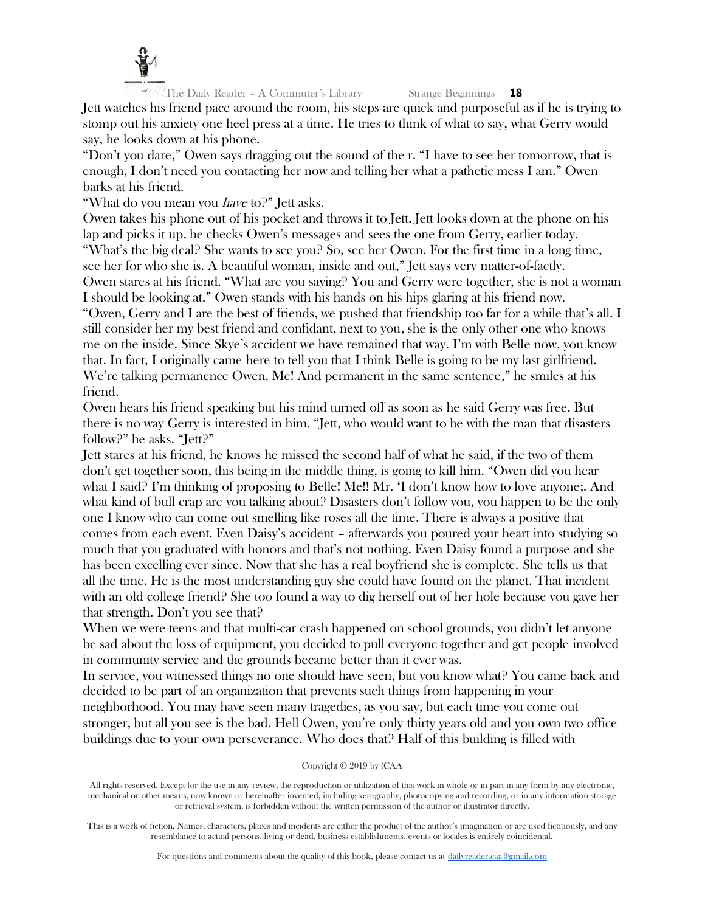Jett watches his friend pace around the room, his steps are quick and purposeful as if he is trying to stomp out his anxiety one heel press at a time. He tries to think of what to say, what Gerry would say, he looks down at his phone.

"Don't you dare," Owen says dragging out the sound of the r. "I have to see her tomorrow, that is enough, I don't need you contacting her now and telling her what a pathetic mess I am." Owen barks at his friend.

"What do you mean you *have* to?" Jett asks.

Owen takes his phone out of his pocket and throws it to Jett. Jett looks down at the phone on his lap and picks it up, he checks Owen's messages and sees the one from Gerry, earlier today.

"What's the big deal? She wants to see you? So, see her Owen. For the first time in a long time, see her for who she is. A beautiful woman, inside and out," Jett says very matter-of-factly.

Owen stares at his friend. "What are you saying? You and Gerry were together, she is not a woman I should be looking at." Owen stands with his hands on his hips glaring at his friend now.

"Owen, Gerry and I are the best of friends, we pushed that friendship too far for a while that's all. I still consider her my best friend and confidant, next to you, she is the only other one who knows me on the inside. Since Skye's accident we have remained that way. I'm with Belle now, you know that. In fact, I originally came here to tell you that I think Belle is going to be my last girlfriend. We're talking permanence Owen. Me! And permanent in the same sentence," he smiles at his friend.

Owen hears his friend speaking but his mind turned off as soon as he said Gerry was free. But there is no way Gerry is interested in him. "Jett, who would want to be with the man that disasters follow?" he asks. "Jett?"

Jett stares at his friend, he knows he missed the second half of what he said, if the two of them don't get together soon, this being in the middle thing, is going to kill him. "Owen did you hear what I said? I'm thinking of proposing to Belle! Me!! Mr. 'I don't know how to love anyone;. And what kind of bull crap are you talking about? Disasters don't follow you, you happen to be the only one I know who can come out smelling like roses all the time. There is always a positive that comes from each event. Even Daisy's accident – afterwards you poured your heart into studying so much that you graduated with honors and that's not nothing. Even Daisy found a purpose and she has been excelling ever since. Now that she has a real boyfriend she is complete. She tells us that all the time. He is the most understanding guy she could have found on the planet. That incident with an old college friend? She too found a way to dig herself out of her hole because you gave her that strength. Don't you see that?

When we were teens and that multi-car crash happened on school grounds, you didn't let anyone be sad about the loss of equipment, you decided to pull everyone together and get people involved in community service and the grounds became better than it ever was.

In service, you witnessed things no one should have seen, but you know what? You came back and decided to be part of an organization that prevents such things from happening in your neighborhood. You may have seen many tragedies, as you say, but each time you come out stronger, but all you see is the bad. Hell Owen, you're only thirty years old and you own two office buildings due to your own perseverance. Who does that? Half of this building is filled with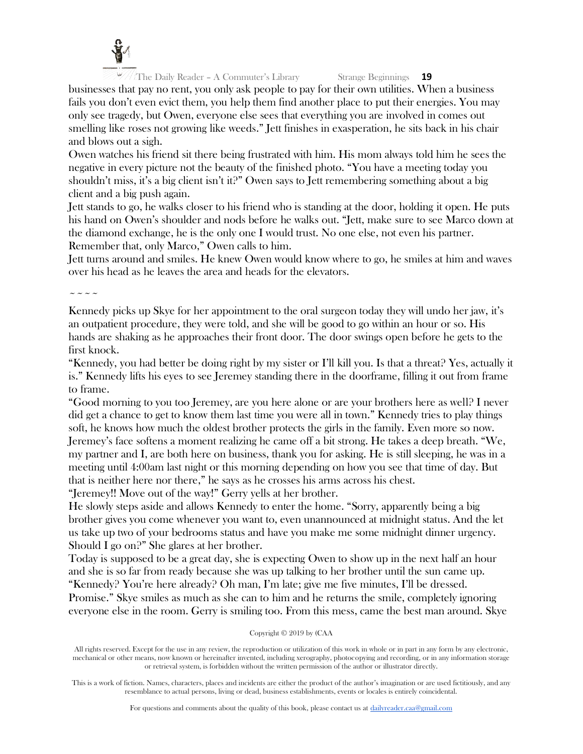businesses that pay no rent, you only ask people to pay for their own utilities. When a business fails you don't even evict them, you help them find another place to put their energies. You may only see tragedy, but Owen, everyone else sees that everything you are involved in comes out smelling like roses not growing like weeds." Jett finishes in exasperation, he sits back in his chair and blows out a sigh.

Owen watches his friend sit there being frustrated with him. His mom always told him he sees the negative in every picture not the beauty of the finished photo. "You have a meeting today you shouldn't miss, it's a big client isn't it?" Owen says to Jett remembering something about a big client and a big push again.

Jett stands to go, he walks closer to his friend who is standing at the door, holding it open. He puts his hand on Owen's shoulder and nods before he walks out. "Jett, make sure to see Marco down at the diamond exchange, he is the only one I would trust. No one else, not even his partner. Remember that, only Marco," Owen calls to him.

Jett turns around and smiles. He knew Owen would know where to go, he smiles at him and waves over his head as he leaves the area and heads for the elevators.

~ ~ ~ ~

Kennedy picks up Skye for her appointment to the oral surgeon today they will undo her jaw, it's an outpatient procedure, they were told, and she will be good to go within an hour or so. His hands are shaking as he approaches their front door. The door swings open before he gets to the first knock.

"Kennedy, you had better be doing right by my sister or I'll kill you. Is that a threat? Yes, actually it is." Kennedy lifts his eyes to see Jeremey standing there in the doorframe, filling it out from frame to frame.

"Good morning to you too Jeremey, are you here alone or are your brothers here as well? I never did get a chance to get to know them last time you were all in town." Kennedy tries to play things soft, he knows how much the oldest brother protects the girls in the family. Even more so now.

Jeremey's face softens a moment realizing he came off a bit strong. He takes a deep breath. "We, my partner and I, are both here on business, thank you for asking. He is still sleeping, he was in a meeting until 4:00am last night or this morning depending on how you see that time of day. But that is neither here nor there," he says as he crosses his arms across his chest.

"Jeremey!! Move out of the way!" Gerry yells at her brother.

He slowly steps aside and allows Kennedy to enter the home. "Sorry, apparently being a big brother gives you come whenever you want to, even unannounced at midnight status. And the let us take up two of your bedrooms status and have you make me some midnight dinner urgency. Should I go on?" She glares at her brother.

Today is supposed to be a great day, she is expecting Owen to show up in the next half an hour and she is so far from ready because she was up talking to her brother until the sun came up.

"Kennedy? You're here already? Oh man, I'm late; give me five minutes, I'll be dressed. Promise." Skye smiles as much as she can to him and he returns the smile, completely ignoring everyone else in the room. Gerry is smiling too. From this mess, came the best man around. Skye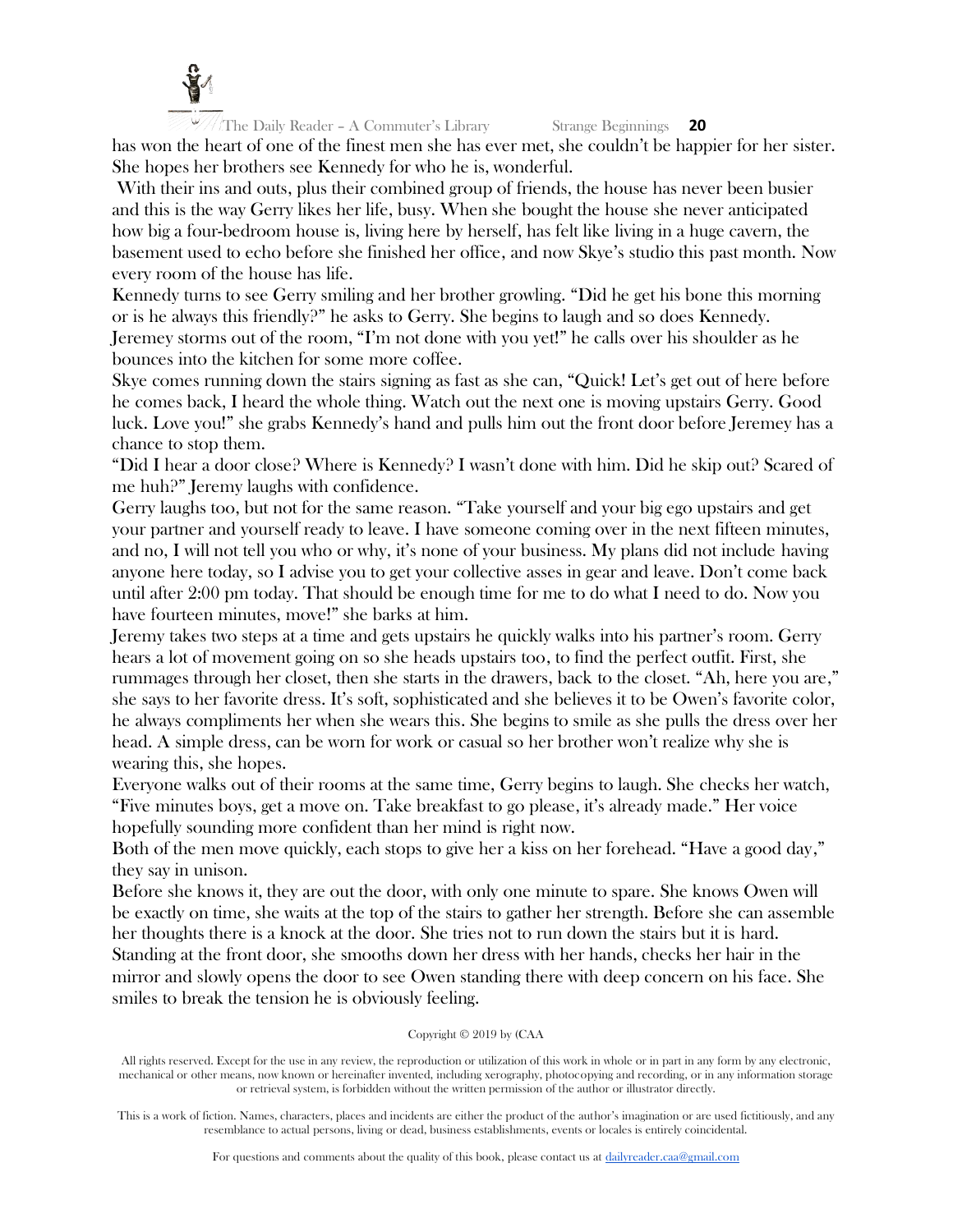has won the heart of one of the finest men she has ever met, she couldn't be happier for her sister. She hopes her brothers see Kennedy for who he is, wonderful.

With their ins and outs, plus their combined group of friends, the house has never been busier and this is the way Gerry likes her life, busy. When she bought the house she never anticipated how big a four-bedroom house is, living here by herself, has felt like living in a huge cavern, the basement used to echo before she finished her office, and now Skye's studio this past month. Now every room of the house has life.

Kennedy turns to see Gerry smiling and her brother growling. "Did he get his bone this morning or is he always this friendly?" he asks to Gerry. She begins to laugh and so does Kennedy. Jeremey storms out of the room, "I'm not done with you yet!" he calls over his shoulder as he bounces into the kitchen for some more coffee.

Skye comes running down the stairs signing as fast as she can, "Quick! Let's get out of here before he comes back, I heard the whole thing. Watch out the next one is moving upstairs Gerry. Good luck. Love you!" she grabs Kennedy's hand and pulls him out the front door before Jeremey has a chance to stop them.

"Did I hear a door close? Where is Kennedy? I wasn't done with him. Did he skip out? Scared of me huh?" Jeremy laughs with confidence.

Gerry laughs too, but not for the same reason. "Take yourself and your big ego upstairs and get your partner and yourself ready to leave. I have someone coming over in the next fifteen minutes, and no, I will not tell you who or why, it's none of your business. My plans did not include having anyone here today, so I advise you to get your collective asses in gear and leave. Don't come back until after 2:00 pm today. That should be enough time for me to do what I need to do. Now you have fourteen minutes, move!" she barks at him.

Jeremy takes two steps at a time and gets upstairs he quickly walks into his partner's room. Gerry hears a lot of movement going on so she heads upstairs too, to find the perfect outfit. First, she rummages through her closet, then she starts in the drawers, back to the closet. "Ah, here you are," she says to her favorite dress. It's soft, sophisticated and she believes it to be Owen's favorite color, he always compliments her when she wears this. She begins to smile as she pulls the dress over her head. A simple dress, can be worn for work or casual so her brother won't realize why she is wearing this, she hopes.

Everyone walks out of their rooms at the same time, Gerry begins to laugh. She checks her watch, "Five minutes boys, get a move on. Take breakfast to go please, it's already made." Her voice hopefully sounding more confident than her mind is right now.

Both of the men move quickly, each stops to give her a kiss on her forehead. "Have a good day," they say in unison.

Before she knows it, they are out the door, with only one minute to spare. She knows Owen will be exactly on time, she waits at the top of the stairs to gather her strength. Before she can assemble her thoughts there is a knock at the door. She tries not to run down the stairs but it is hard. Standing at the front door, she smooths down her dress with her hands, checks her hair in the mirror and slowly opens the door to see Owen standing there with deep concern on his face. She smiles to break the tension he is obviously feeling.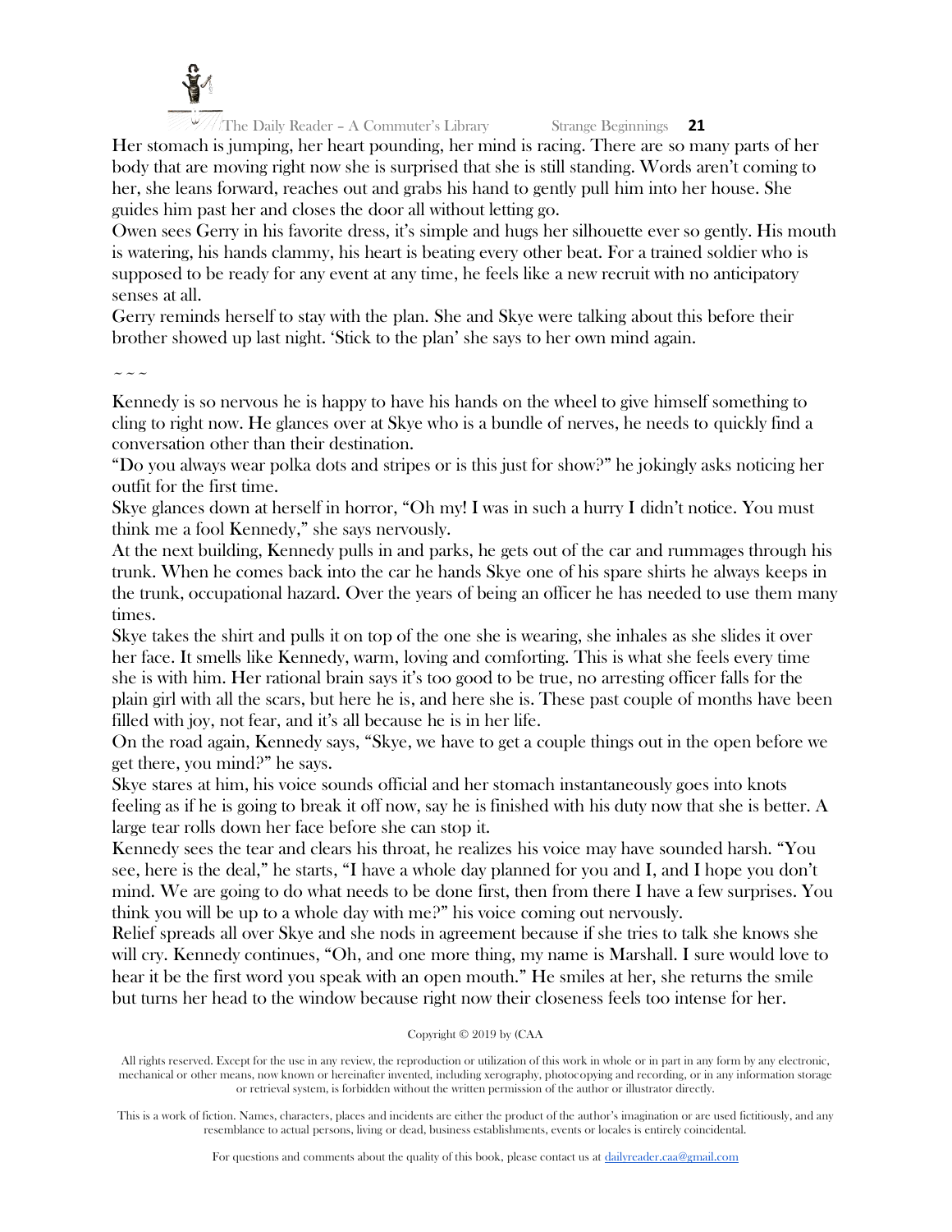Her stomach is jumping, her heart pounding, her mind is racing. There are so many parts of her body that are moving right now she is surprised that she is still standing. Words aren't coming to her, she leans forward, reaches out and grabs his hand to gently pull him into her house. She guides him past her and closes the door all without letting go.

Owen sees Gerry in his favorite dress, it's simple and hugs her silhouette ever so gently. His mouth is watering, his hands clammy, his heart is beating every other beat. For a trained soldier who is supposed to be ready for any event at any time, he feels like a new recruit with no anticipatory senses at all.

Gerry reminds herself to stay with the plan. She and Skye were talking about this before their brother showed up last night. 'Stick to the plan' she says to her own mind again.

~ ~ ~

Kennedy is so nervous he is happy to have his hands on the wheel to give himself something to cling to right now. He glances over at Skye who is a bundle of nerves, he needs to quickly find a conversation other than their destination.

"Do you always wear polka dots and stripes or is this just for show?" he jokingly asks noticing her outfit for the first time.

Skye glances down at herself in horror, "Oh my! I was in such a hurry I didn't notice. You must think me a fool Kennedy," she says nervously.

At the next building, Kennedy pulls in and parks, he gets out of the car and rummages through his trunk. When he comes back into the car he hands Skye one of his spare shirts he always keeps in the trunk, occupational hazard. Over the years of being an officer he has needed to use them many times.

Skye takes the shirt and pulls it on top of the one she is wearing, she inhales as she slides it over her face. It smells like Kennedy, warm, loving and comforting. This is what she feels every time she is with him. Her rational brain says it's too good to be true, no arresting officer falls for the plain girl with all the scars, but here he is, and here she is. These past couple of months have been filled with joy, not fear, and it's all because he is in her life.

On the road again, Kennedy says, "Skye, we have to get a couple things out in the open before we get there, you mind?" he says.

Skye stares at him, his voice sounds official and her stomach instantaneously goes into knots feeling as if he is going to break it off now, say he is finished with his duty now that she is better. A large tear rolls down her face before she can stop it.

Kennedy sees the tear and clears his throat, he realizes his voice may have sounded harsh. "You see, here is the deal," he starts, "I have a whole day planned for you and I, and I hope you don't mind. We are going to do what needs to be done first, then from there I have a few surprises. You think you will be up to a whole day with me?" his voice coming out nervously.

Relief spreads all over Skye and she nods in agreement because if she tries to talk she knows she will cry. Kennedy continues, "Oh, and one more thing, my name is Marshall. I sure would love to hear it be the first word you speak with an open mouth." He smiles at her, she returns the smile but turns her head to the window because right now their closeness feels too intense for her.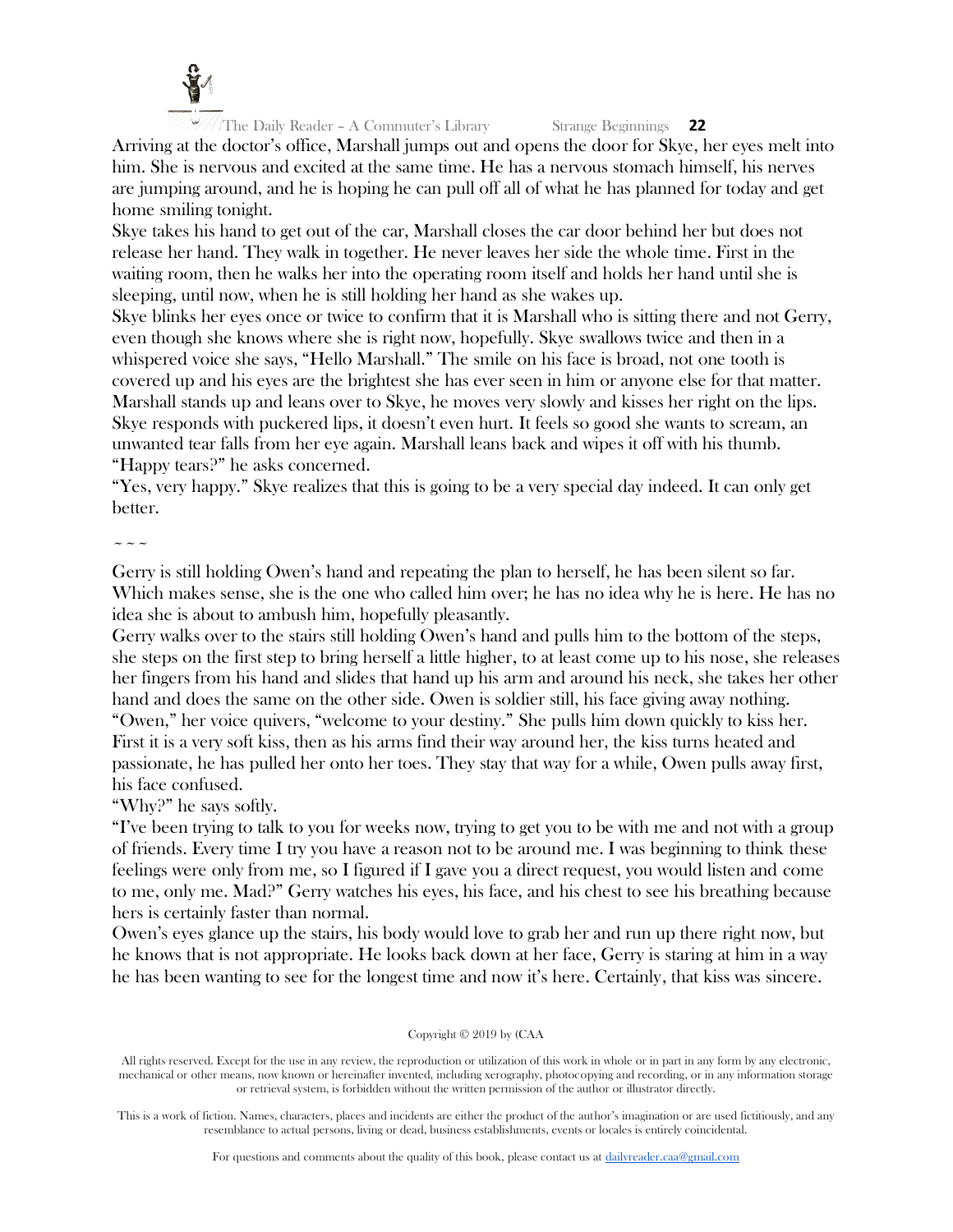Arriving at the doctor's office, Marshall jumps out and opens the door for Skye, her eyes melt into him. She is nervous and excited at the same time. He has a nervous stomach himself, his nerves are jumping around, and he is hoping he can pull off all of what he has planned for today and get home smiling tonight.

Skye takes his hand to get out of the car, Marshall closes the car door behind her but does not release her hand. They walk in together. He never leaves her side the whole time. First in the waiting room, then he walks her into the operating room itself and holds her hand until she is sleeping, until now, when he is still holding her hand as she wakes up.

Skye blinks her eyes once or twice to confirm that it is Marshall who is sitting there and not Gerry, even though she knows where she is right now, hopefully. Skye swallows twice and then in a whispered voice she says, "Hello Marshall." The smile on his face is broad, not one tooth is covered up and his eyes are the brightest she has ever seen in him or anyone else for that matter. Marshall stands up and leans over to Skye, he moves very slowly and kisses her right on the lips. Skye responds with puckered lips, it doesn't even hurt. It feels so good she wants to scream, an unwanted tear falls from her eye again. Marshall leans back and wipes it off with his thumb.

"Happy tears?" he asks concerned.

"Yes, very happy." Skye realizes that this is going to be a very special day indeed. It can only get better.

~ ~ ~

Gerry is still holding Owen's hand and repeating the plan to herself, he has been silent so far. Which makes sense, she is the one who called him over; he has no idea why he is here. He has no idea she is about to ambush him, hopefully pleasantly.

Gerry walks over to the stairs still holding Owen's hand and pulls him to the bottom of the steps, she steps on the first step to bring herself a little higher, to at least come up to his nose, she releases her fingers from his hand and slides that hand up his arm and around his neck, she takes her other hand and does the same on the other side. Owen is soldier still, his face giving away nothing.

"Owen," her voice quivers, "welcome to your destiny." She pulls him down quickly to kiss her. First it is a very soft kiss, then as his arms find their way around her, the kiss turns heated and passionate, he has pulled her onto her toes. They stay that way for a while, Owen pulls away first, his face confused.

"Why?" he says softly.

"I've been trying to talk to you for weeks now, trying to get you to be with me and not with a group of friends. Every time I try you have a reason not to be around me. I was beginning to think these feelings were only from me, so I figured if I gave you a direct request, you would listen and come to me, only me. Mad?" Gerry watches his eyes, his face, and his chest to see his breathing because hers is certainly faster than normal.

Owen's eyes glance up the stairs, his body would love to grab her and run up there right now, but he knows that is not appropriate. He looks back down at her face, Gerry is staring at him in a way he has been wanting to see for the longest time and now it's here. Certainly, that kiss was sincere.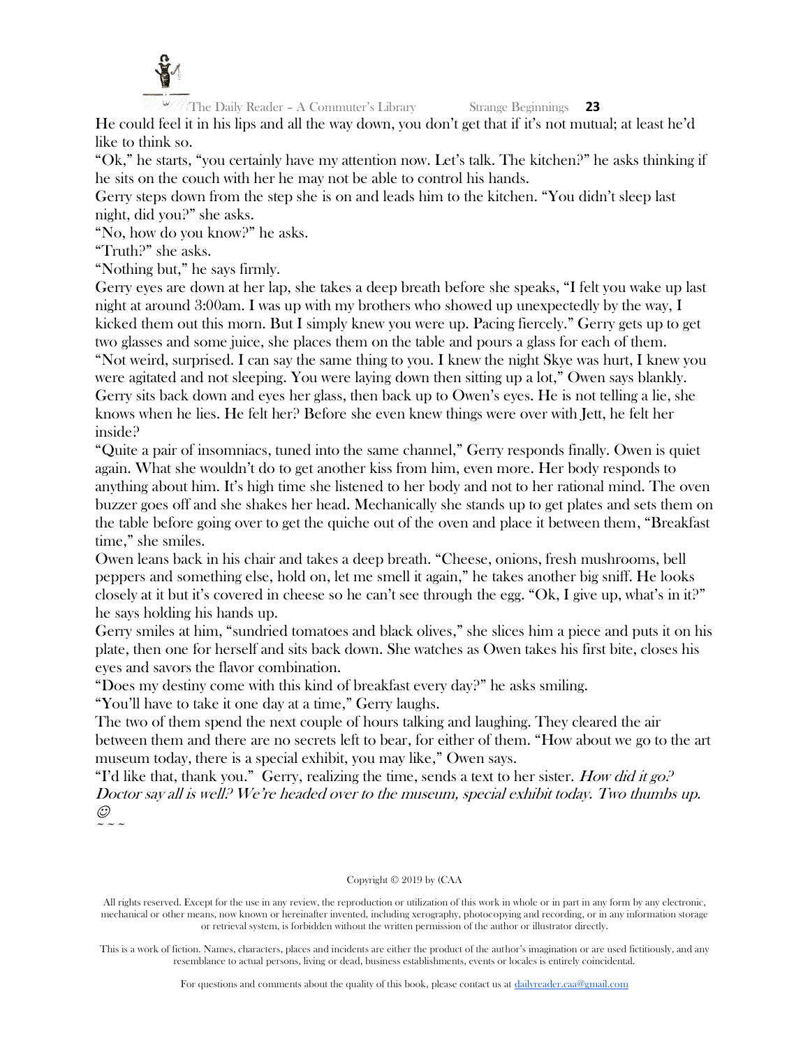He could feel it in his lips and all the way down, you don't get that if it's not mutual; at least he'd like to think so.

"Ok," he starts, "you certainly have my attention now. Let's talk. The kitchen?" he asks thinking if he sits on the couch with her he may not be able to control his hands.

Gerry steps down from the step she is on and leads him to the kitchen. "You didn't sleep last night, did you?" she asks.

"No, how do you know?" he asks.

"Truth?" she asks.

"Nothing but," he says firmly.

Gerry eyes are down at her lap, she takes a deep breath before she speaks, "I felt you wake up last night at around 3:00am. I was up with my brothers who showed up unexpectedly by the way, I kicked them out this morn. But I simply knew you were up. Pacing fiercely." Gerry gets up to get two glasses and some juice, she places them on the table and pours a glass for each of them.

"Not weird, surprised. I can say the same thing to you. I knew the night Skye was hurt, I knew you were agitated and not sleeping. You were laying down then sitting up a lot," Owen says blankly.

Gerry sits back down and eyes her glass, then back up to Owen's eyes. He is not telling a lie, she knows when he lies. He felt her? Before she even knew things were over with Jett, he felt her inside?

"Quite a pair of insomniacs, tuned into the same channel," Gerry responds finally. Owen is quiet again. What she wouldn't do to get another kiss from him, even more. Her body responds to anything about him. It's high time she listened to her body and not to her rational mind. The oven buzzer goes off and she shakes her head. Mechanically she stands up to get plates and sets them on the table before going over to get the quiche out of the oven and place it between them, "Breakfast time," she smiles.

Owen leans back in his chair and takes a deep breath. "Cheese, onions, fresh mushrooms, bell peppers and something else, hold on, let me smell it again," he takes another big sniff. He looks closely at it but it's covered in cheese so he can't see through the egg. "Ok, I give up, what's in it?" he says holding his hands up.

Gerry smiles at him, "sundried tomatoes and black olives," she slices him a piece and puts it on his plate, then one for herself and sits back down. She watches as Owen takes his first bite, closes his eyes and savors the flavor combination.

"Does my destiny come with this kind of breakfast every day?" he asks smiling.

"You'll have to take it one day at a time," Gerry laughs.

The two of them spend the next couple of hours talking and laughing. They cleared the air between them and there are no secrets left to bear, for either of them. "How about we go to the art museum today, there is a special exhibit, you may like," Owen says.

"I'd like that, thank you." Gerry, realizing the time, sends a text to her sister. *How did it go? Doctor say all is well? We're headed over to the museum, special exhibit today. Two thumbs up.* ☺

~ ~ ~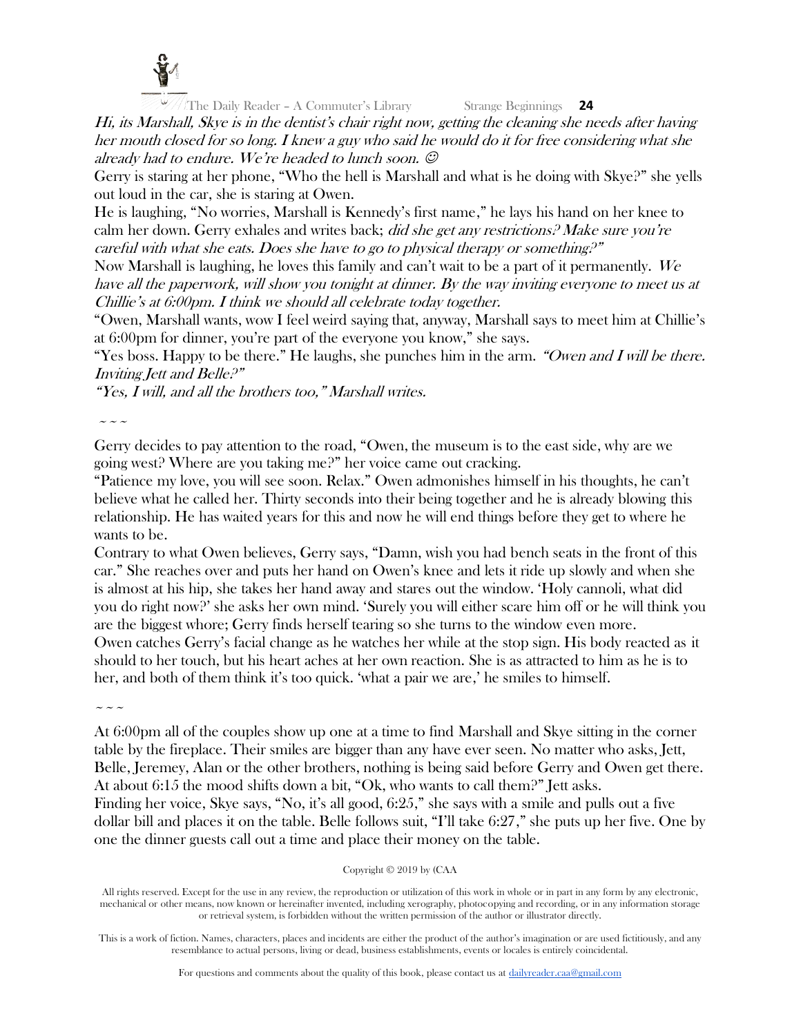*Hi, its Marshall, Skye is in the dentist's chair right now, getting the cleaning she needs after having her mouth closed for so long. I knew a guy who said he would do it for free considering what she already had to endure. We're headed to lunch soon.* ☺

Gerry is staring at her phone, "Who the hell is Marshall and what is he doing with Skye?" she yells out loud in the car, she is staring at Owen.

He is laughing, "No worries, Marshall is Kennedy's first name," he lays his hand on her knee to calm her down. Gerry exhales and writes back; *did she get any restrictions? Make sure you're careful with what she eats. Does she have to go to physical therapy or something?"*

Now Marshall is laughing, he loves this family and can't wait to be a part of it permanently. *We have all the paperwork, will show you tonight at dinner. By the way inviting everyone to meet us at Chillie's at 6:00pm. I think we should all celebrate today together.*

"Owen, Marshall wants, wow I feel weird saying that, anyway, Marshall says to meet him at Chillie's at 6:00pm for dinner, you're part of the everyone you know," she says.

"Yes boss. Happy to be there." He laughs, she punches him in the arm. *"Owen and I will be there. Inviting Jett and Belle?"*

*"Yes, I will, and all the brothers too," Marshall writes.*

~ ~ ~

Gerry decides to pay attention to the road, "Owen, the museum is to the east side, why are we going west? Where are you taking me?" her voice came out cracking.

"Patience my love, you will see soon. Relax." Owen admonishes himself in his thoughts, he can't believe what he called her. Thirty seconds into their being together and he is already blowing this relationship. He has waited years for this and now he will end things before they get to where he wants to be.

Contrary to what Owen believes, Gerry says, "Damn, wish you had bench seats in the front of this car." She reaches over and puts her hand on Owen's knee and lets it ride up slowly and when she is almost at his hip, she takes her hand away and stares out the window. 'Holy cannoli, what did you do right now?' she asks her own mind. 'Surely you will either scare him off or he will think you are the biggest whore; Gerry finds herself tearing so she turns to the window even more.

Owen catches Gerry's facial change as he watches her while at the stop sign. His body reacted as it should to her touch, but his heart aches at her own reaction. She is as attracted to him as he is to her, and both of them think it's too quick. 'what a pair we are,' he smiles to himself.

~ ~ ~

At 6:00pm all of the couples show up one at a time to find Marshall and Skye sitting in the corner table by the fireplace. Their smiles are bigger than any have ever seen. No matter who asks, Jett, Belle, Jeremey, Alan or the other brothers, nothing is being said before Gerry and Owen get there. At about 6:15 the mood shifts down a bit, "Ok, who wants to call them?" Jett asks.

Finding her voice, Skye says, "No, it's all good, 6:25," she says with a smile and pulls out a five dollar bill and places it on the table. Belle follows suit, "I'll take 6:27," she puts up her five. One by one the dinner guests call out a time and place their money on the table.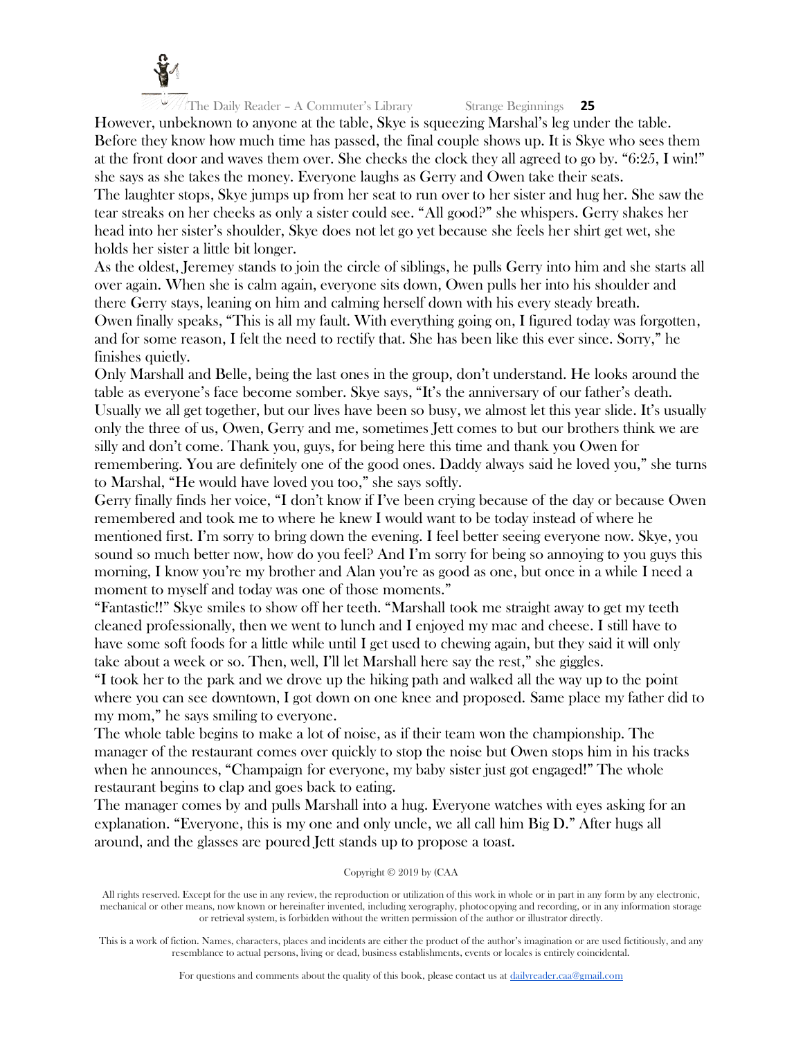However, unbeknown to anyone at the table, Skye is squeezing Marshal's leg under the table. Before they know how much time has passed, the final couple shows up. It is Skye who sees them at the front door and waves them over. She checks the clock they all agreed to go by. "6:25, I win!" she says as she takes the money. Everyone laughs as Gerry and Owen take their seats.

The laughter stops, Skye jumps up from her seat to run over to her sister and hug her. She saw the tear streaks on her cheeks as only a sister could see. "All good?" she whispers. Gerry shakes her head into her sister's shoulder, Skye does not let go yet because she feels her shirt get wet, she holds her sister a little bit longer.

As the oldest, Jeremey stands to join the circle of siblings, he pulls Gerry into him and she starts all over again. When she is calm again, everyone sits down, Owen pulls her into his shoulder and there Gerry stays, leaning on him and calming herself down with his every steady breath.

Owen finally speaks, "This is all my fault. With everything going on, I figured today was forgotten, and for some reason, I felt the need to rectify that. She has been like this ever since. Sorry," he finishes quietly.

Only Marshall and Belle, being the last ones in the group, don't understand. He looks around the table as everyone's face become somber. Skye says, "It's the anniversary of our father's death. Usually we all get together, but our lives have been so busy, we almost let this year slide. It's usually only the three of us, Owen, Gerry and me, sometimes Jett comes to but our brothers think we are silly and don't come. Thank you, guys, for being here this time and thank you Owen for remembering. You are definitely one of the good ones. Daddy always said he loved you," she turns to Marshal, "He would have loved you too," she says softly.

Gerry finally finds her voice, "I don't know if I've been crying because of the day or because Owen remembered and took me to where he knew I would want to be today instead of where he mentioned first. I'm sorry to bring down the evening. I feel better seeing everyone now. Skye, you sound so much better now, how do you feel? And I'm sorry for being so annoying to you guys this morning, I know you're my brother and Alan you're as good as one, but once in a while I need a moment to myself and today was one of those moments."

"Fantastic!!" Skye smiles to show off her teeth. "Marshall took me straight away to get my teeth cleaned professionally, then we went to lunch and I enjoyed my mac and cheese. I still have to have some soft foods for a little while until I get used to chewing again, but they said it will only take about a week or so. Then, well, I'll let Marshall here say the rest," she giggles.

"I took her to the park and we drove up the hiking path and walked all the way up to the point where you can see downtown, I got down on one knee and proposed. Same place my father did to my mom," he says smiling to everyone.

The whole table begins to make a lot of noise, as if their team won the championship. The manager of the restaurant comes over quickly to stop the noise but Owen stops him in his tracks when he announces, "Champaign for everyone, my baby sister just got engaged!" The whole restaurant begins to clap and goes back to eating.

The manager comes by and pulls Marshall into a hug. Everyone watches with eyes asking for an explanation. "Everyone, this is my one and only uncle, we all call him Big D." After hugs all around, and the glasses are poured Jett stands up to propose a toast.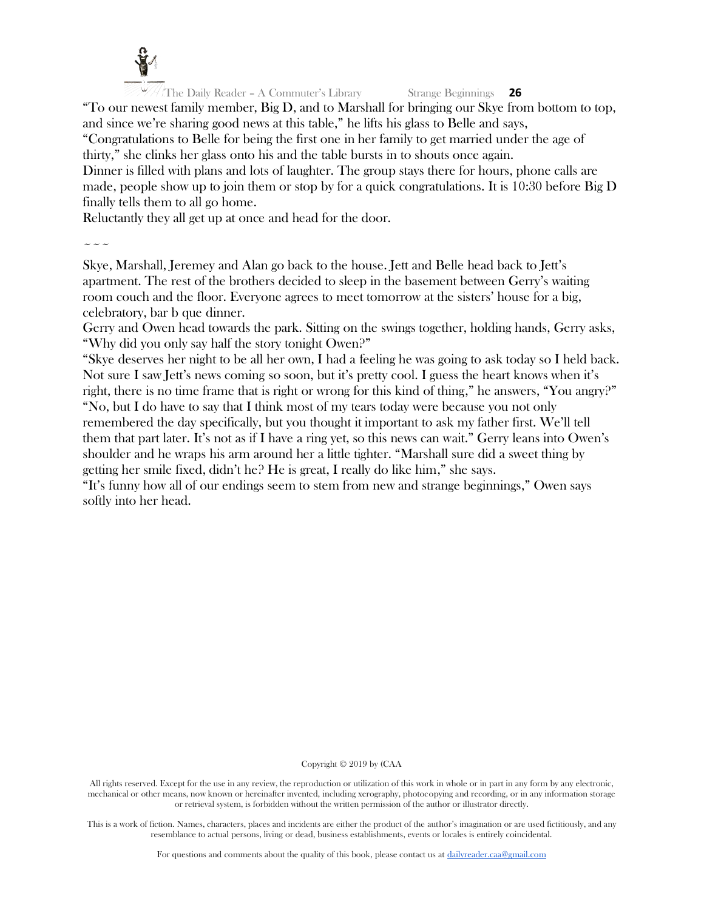"To our newest family member, Big D, and to Marshall for bringing our Skye from bottom to top, and since we're sharing good news at this table," he lifts his glass to Belle and says, "Congratulations to Belle for being the first one in her family to get married under the age of thirty," she clinks her glass onto his and the table bursts in to shouts once again.

Dinner is filled with plans and lots of laughter. The group stays there for hours, phone calls are made, people show up to join them or stop by for a quick congratulations. It is 10:30 before Big D finally tells them to all go home.

Reluctantly they all get up at once and head for the door.

~ ~ ~

Skye, Marshall, Jeremey and Alan go back to the house. Jett and Belle head back to Jett's apartment. The rest of the brothers decided to sleep in the basement between Gerry's waiting room couch and the floor. Everyone agrees to meet tomorrow at the sisters' house for a big, celebratory, bar b que dinner.

Gerry and Owen head towards the park. Sitting on the swings together, holding hands, Gerry asks, "Why did you only say half the story tonight Owen?"

"Skye deserves her night to be all her own, I had a feeling he was going to ask today so I held back. Not sure I saw Jett's news coming so soon, but it's pretty cool. I guess the heart knows when it's right, there is no time frame that is right or wrong for this kind of thing," he answers, "You angry?"

"No, but I do have to say that I think most of my tears today were because you not only remembered the day specifically, but you thought it important to ask my father first. We'll tell them that part later. It's not as if I have a ring yet, so this news can wait." Gerry leans into Owen's shoulder and he wraps his arm around her a little tighter. "Marshall sure did a sweet thing by getting her smile fixed, didn't he? He is great, I really do like him," she says.

"It's funny how all of our endings seem to stem from new and strange beginnings," Owen says softly into her head.

Copyright © 2019 by (CAA

All rights reserved. Except for the use in any review, the reproduction or utilization of this work in whole or in part in any form by any electronic, mechanical or other means, now known or hereinafter invented, including xerography, photocopying and recording, or in any information storage or retrieval system, is forbidden without the written permission of the author or illustrator directly.

This is a work of fiction. Names, characters, places and incidents are either the product of the author's imagination or are used fictitiously, and any resemblance to actual persons, living or dead, business establishments, events or locales is entirely coincidental.

For questions and comments about the quality of this book, please contact us at dailyreader.caa@gmail.com